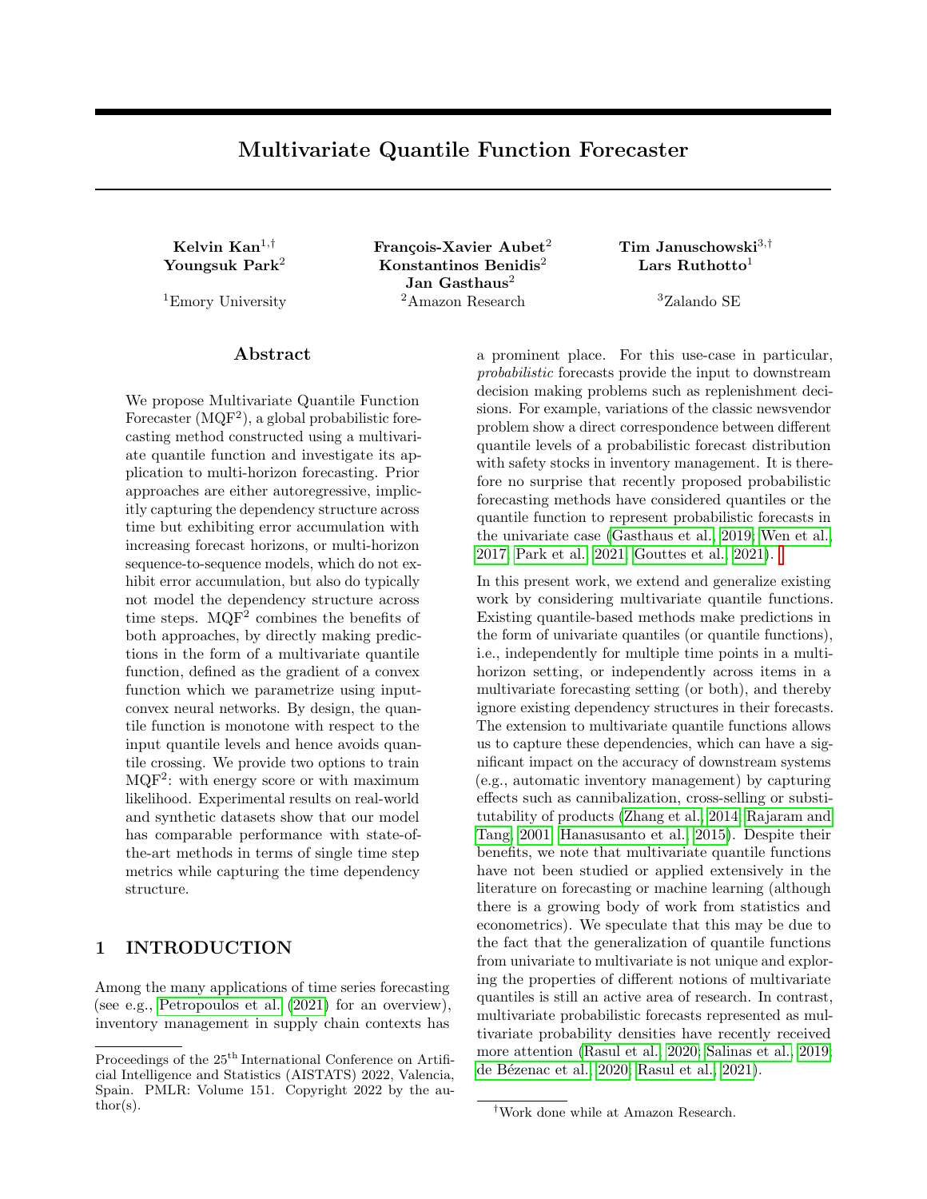# Multivariate Quantile Function Forecaster

**Kelvin Kan**[1,†] **Youngsuk Park**[2]

[1]Emory University

**François-Xavier Aubet**[2] **Konstantinos Benidis**[2] **Jan Gasthaus**[2]

[2]Amazon Research

**Tim Januschowski**[3,†] **Lars Ruthotto**[1]

[3]Zalando SE

## Abstract

We propose Multivariate Quantile Function Forecaster (MQF$^2$), a global probabilistic forecasting method constructed using a multivariate quantile function and investigate its application to multi-horizon forecasting. Prior approaches are either autoregressive, implicitly capturing the dependency structure across time but exhibiting error accumulation with increasing forecast horizons, or multi-horizon sequence-to-sequence models, which do not exhibit error accumulation, but also do typically not model the dependency structure across time steps. MQF$^2$ combines the benefits of both approaches, by directly making predictions in the form of a multivariate quantile function, defined as the gradient of a convex function which we parametrize using input-convex neural networks. By design, the quantile function is monotone with respect to the input quantile levels and hence avoids quantile crossing. We provide two options to train MQF$^2$: with energy score or with maximum likelihood. Experimental results on real-world and synthetic datasets show that our model has comparable performance with state-of-the-art methods in terms of single time step metrics while capturing the time dependency structure.

## 1 INTRODUCTION

Among the many applications of time series forecasting (see e.g., Petropoulos et al. (2021) for an overview), inventory management in supply chain contexts has a prominent place. For this use-case in particular, *probabilistic* forecasts provide the input to downstream decision making problems such as replenishment decisions. For example, variations of the classic newsvendor problem show a direct correspondence between different quantile levels of a probabilistic forecast distribution with safety stocks in inventory management. It is therefore no surprise that recently proposed probabilistic forecasting methods have considered quantiles or the quantile function to represent probabilistic forecasts in the univariate case (Gasthaus et al., 2019; Wen et al., 2017; Park et al., 2021; Gouttes et al., 2021).

In this present work, we extend and generalize existing work by considering multivariate quantile functions. Existing quantile-based methods make predictions in the form of univariate quantiles (or quantile functions), i.e., independently for multiple time points in a multi-horizon setting, or independently across items in a multivariate forecasting setting (or both), and thereby ignore existing dependency structures in their forecasts. The extension to multivariate quantile functions allows us to capture these dependencies, which can have a significant impact on the accuracy of downstream systems (e.g., automatic inventory management) by capturing effects such as cannibalization, cross-selling or substitutability of products (Zhang et al., 2014; Rajaram and Tang, 2001; Hanasusanto et al., 2015). Despite their benefits, we note that multivariate quantile functions have not been studied or applied extensively in the literature on forecasting or machine learning (although there is a growing body of work from statistics and econometrics). We speculate that this may be due to the fact that the generalization of quantile functions from univariate to multivariate is not unique and exploring the properties of different notions of multivariate quantiles is still an active area of research. In contrast, multivariate probabilistic forecasts represented as multivariate probability densities have recently received more attention (Rasul et al., 2020; Salinas et al., 2019; de Bézenac et al., 2020; Rasul et al., 2021).

Proceedings of the 25th International Conference on Artificial Intelligence and Statistics (AISTATS) 2022, Valencia, Spain. PMLR: Volume 151. Copyright 2022 by the author(s).

†Work done while at Amazon Research.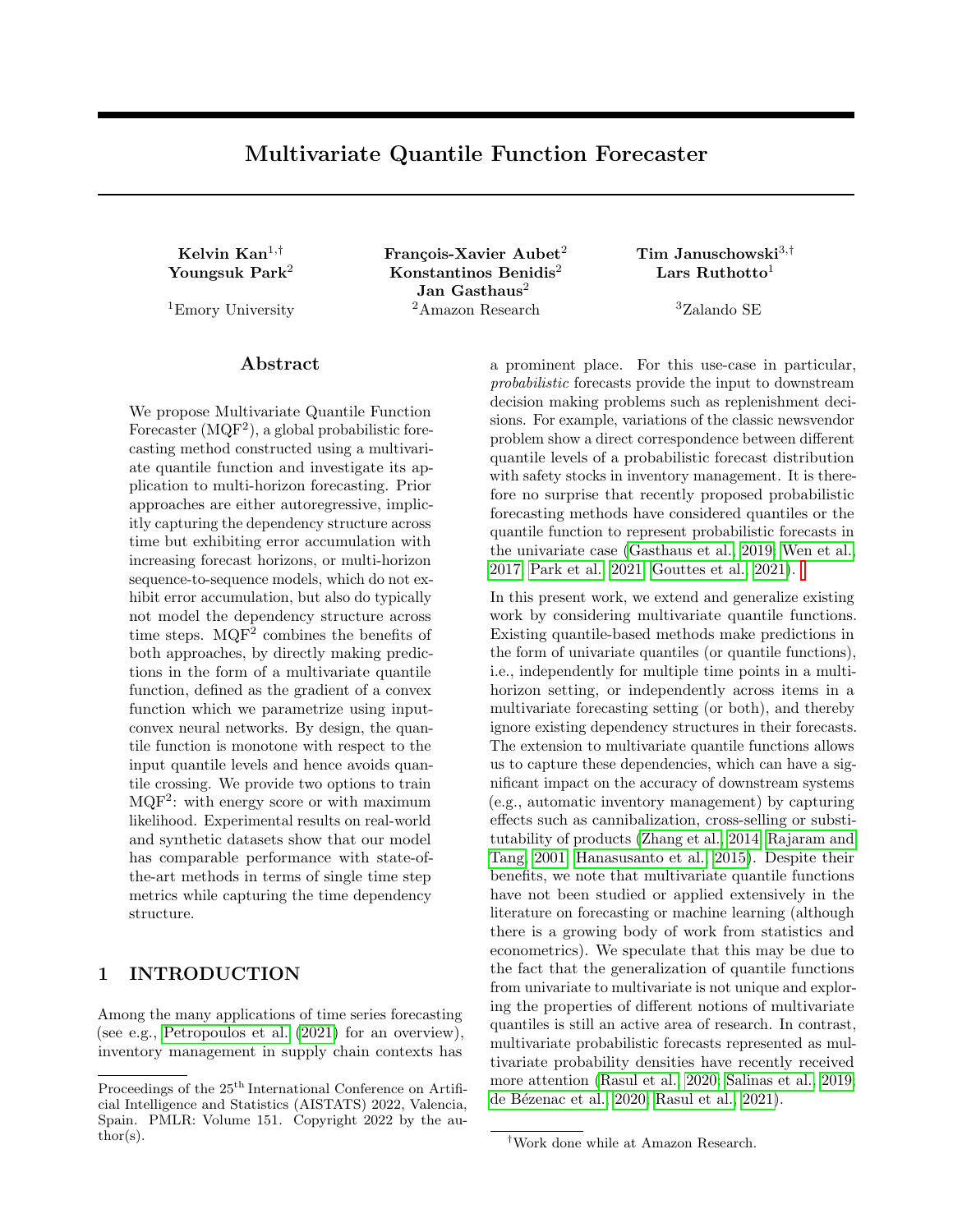# Multivariate Quantile Function Forecaster

**Kelvin Kan**[1,†]
**Youngsuk Park**[2]

[1]Emory University

**François-Xavier Aubet**[2]
**Konstantinos Benidis**[2]
**Jan Gasthaus**[2]

[2]Amazon Research

**Tim Januschowski**[3,†]
**Lars Ruthotto**[1]

[3]Zalando SE

## Abstract

We propose Multivariate Quantile Function Forecaster (MQF$^2$), a global probabilistic forecasting method constructed using a multivariate quantile function and investigate its application to multi-horizon forecasting. Prior approaches are either autoregressive, implicitly capturing the dependency structure across time but exhibiting error accumulation with increasing forecast horizons, or multi-horizon sequence-to-sequence models, which do not exhibit error accumulation, but also do typically not model the dependency structure across time steps. MQF$^2$ combines the benefits of both approaches, by directly making predictions in the form of a multivariate quantile function, defined as the gradient of a convex function which we parametrize using input-convex neural networks. By design, the quantile function is monotone with respect to the input quantile levels and hence avoids quantile crossing. We provide two options to train MQF$^2$: with energy score or with maximum likelihood. Experimental results on real-world and synthetic datasets show that our model has comparable performance with state-of-the-art methods in terms of single time step metrics while capturing the time dependency structure.

## 1 INTRODUCTION

Among the many applications of time series forecasting (see e.g., Petropoulos et al. (2021) for an overview), inventory management in supply chain contexts has a prominent place. For this use-case in particular, *probabilistic* forecasts provide the input to downstream decision making problems such as replenishment decisions. For example, variations of the classic newsvendor problem show a direct correspondence between different quantile levels of a probabilistic forecast distribution with safety stocks in inventory management. It is therefore no surprise that recently proposed probabilistic forecasting methods have considered quantiles or the quantile function to represent probabilistic forecasts in the univariate case (Gasthaus et al., 2019; Wen et al., 2017; Park et al., 2021; Gouttes et al., 2021).

In this present work, we extend and generalize existing work by considering multivariate quantile functions. Existing quantile-based methods make predictions in the form of univariate quantiles (or quantile functions), i.e., independently for multiple time points in a multi-horizon setting, or independently across items in a multivariate forecasting setting (or both), and thereby ignore existing dependency structures in their forecasts. The extension to multivariate quantile functions allows us to capture these dependencies, which can have a significant impact on the accuracy of downstream systems (e.g., automatic inventory management) by capturing effects such as cannibalization, cross-selling or substitutability of products (Zhang et al., 2014; Rajaram and Tang, 2001; Hanasusanto et al., 2015). Despite their benefits, we note that multivariate quantile functions have not been studied or applied extensively in the literature on forecasting or machine learning (although there is a growing body of work from statistics and econometrics). We speculate that this may be due to the fact that the generalization of quantile functions from univariate to multivariate is not unique and exploring the properties of different notions of multivariate quantiles is still an active area of research. In contrast, multivariate probabilistic forecasts represented as multivariate probability densities have recently received more attention (Rasul et al., 2020; Salinas et al., 2019; de Bézenac et al., 2020; Rasul et al., 2021).

Proceedings of the 25th International Conference on Artificial Intelligence and Statistics (AISTATS) 2022, Valencia, Spain. PMLR: Volume 151. Copyright 2022 by the author(s).

†Work done while at Amazon Research.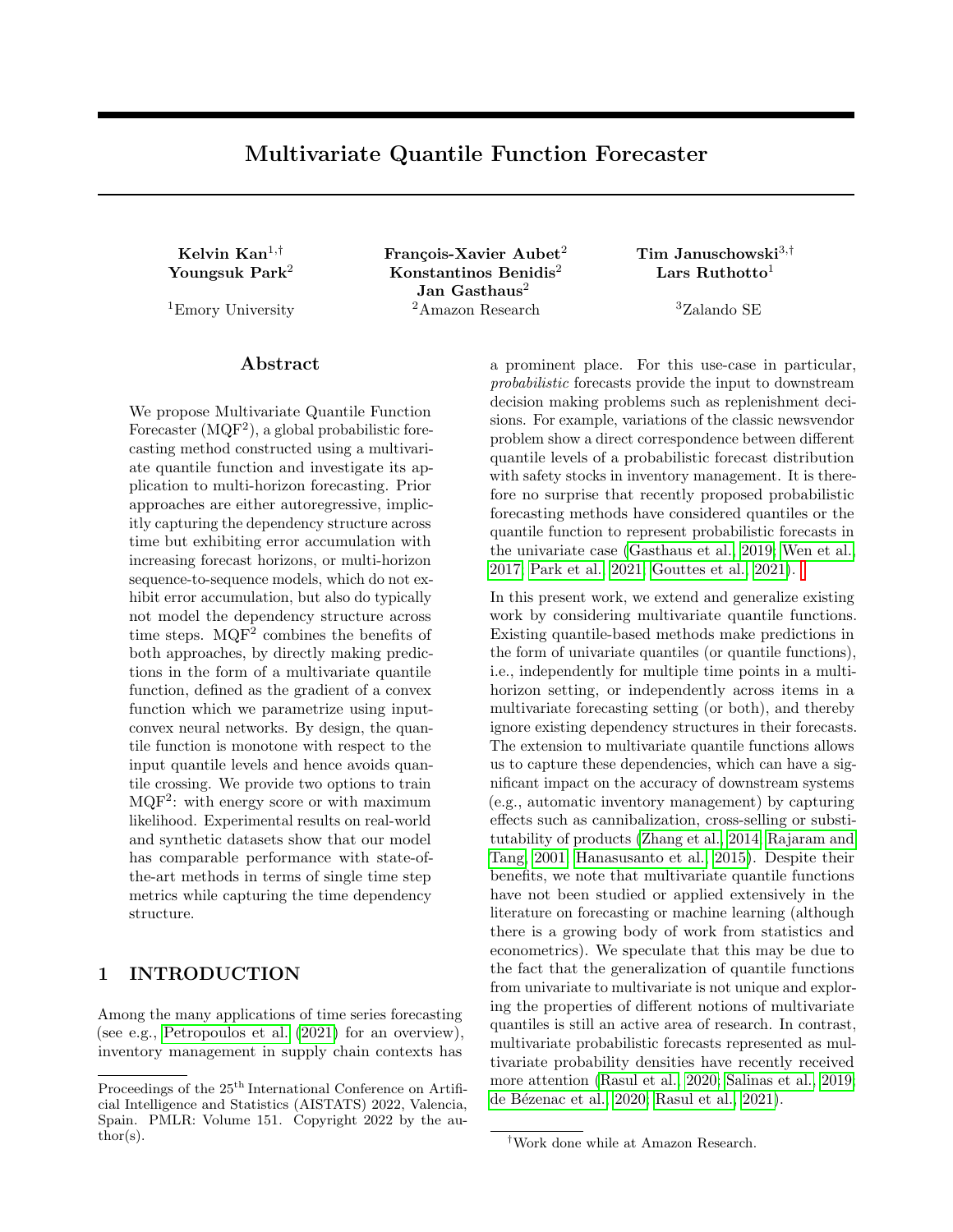# Multivariate Quantile Function Forecaster

**Kelvin Kan**[1,†] **Youngsuk Park**[2]

[1]Emory University

**François-Xavier Aubet**[2] **Konstantinos Benidis**[2] **Jan Gasthaus**[2]

[2]Amazon Research

**Tim Januschowski**[3,†] **Lars Ruthotto**[1]

[3]Zalando SE

## Abstract

We propose Multivariate Quantile Function Forecaster (MQF$^2$), a global probabilistic forecasting method constructed using a multivariate quantile function and investigate its application to multi-horizon forecasting. Prior approaches are either autoregressive, implicitly capturing the dependency structure across time but exhibiting error accumulation with increasing forecast horizons, or multi-horizon sequence-to-sequence models, which do not exhibit error accumulation, but also do typically not model the dependency structure across time steps. MQF$^2$ combines the benefits of both approaches, by directly making predictions in the form of a multivariate quantile function, defined as the gradient of a convex function which we parametrize using input-convex neural networks. By design, the quantile function is monotone with respect to the input quantile levels and hence avoids quantile crossing. We provide two options to train MQF$^2$: with energy score or with maximum likelihood. Experimental results on real-world and synthetic datasets show that our model has comparable performance with state-of-the-art methods in terms of single time step metrics while capturing the time dependency structure.

## 1 INTRODUCTION

Among the many applications of time series forecasting (see e.g., Petropoulos et al. (2021) for an overview), inventory management in supply chain contexts has a prominent place. For this use-case in particular, *probabilistic* forecasts provide the input to downstream decision making problems such as replenishment decisions. For example, variations of the classic newsvendor problem show a direct correspondence between different quantile levels of a probabilistic forecast distribution with safety stocks in inventory management. It is therefore no surprise that recently proposed probabilistic forecasting methods have considered quantiles or the quantile function to represent probabilistic forecasts in the univariate case (Gasthaus et al., 2019; Wen et al., 2017; Park et al., 2021; Gouttes et al., 2021).

In this present work, we extend and generalize existing work by considering multivariate quantile functions. Existing quantile-based methods make predictions in the form of univariate quantiles (or quantile functions), i.e., independently for multiple time points in a multi-horizon setting, or independently across items in a multivariate forecasting setting (or both), and thereby ignore existing dependency structures in their forecasts. The extension to multivariate quantile functions allows us to capture these dependencies, which can have a significant impact on the accuracy of downstream systems (e.g., automatic inventory management) by capturing effects such as cannibalization, cross-selling or substitutability of products (Zhang et al., 2014; Rajaram and Tang, 2001; Hanasusanto et al., 2015). Despite their benefits, we note that multivariate quantile functions have not been studied or applied extensively in the literature on forecasting or machine learning (although there is a growing body of work from statistics and econometrics). We speculate that this may be due to the fact that the generalization of quantile functions from univariate to multivariate is not unique and exploring the properties of different notions of multivariate quantiles is still an active area of research. In contrast, multivariate probabilistic forecasts represented as multivariate probability densities have recently received more attention (Rasul et al., 2020; Salinas et al., 2019; de Bézenac et al., 2020; Rasul et al., 2021).

Proceedings of the 25[th] International Conference on Artificial Intelligence and Statistics (AISTATS) 2022, Valencia, Spain. PMLR: Volume 151. Copyright 2022 by the author(s).

[†]Work done while at Amazon Research.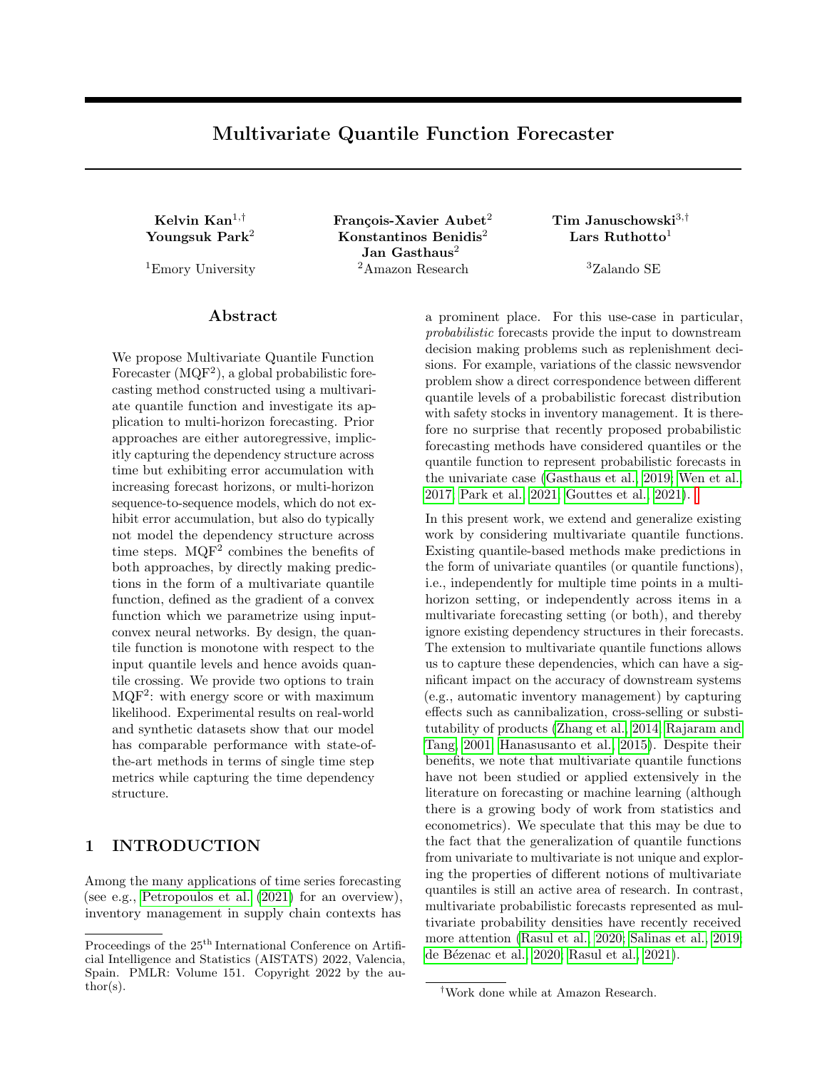# Multivariate Quantile Function Forecaster

**Kelvin Kan**[1,†] **Youngsuk Park**[2]

[1]Emory University

**François-Xavier Aubet**[2] **Konstantinos Benidis**[2] **Jan Gasthaus**[2]

[2]Amazon Research

**Tim Januschowski**[3,†] **Lars Ruthotto**[1]

[3]Zalando SE

## Abstract

We propose Multivariate Quantile Function Forecaster (MQF$^2$), a global probabilistic forecasting method constructed using a multivariate quantile function and investigate its application to multi-horizon forecasting. Prior approaches are either autoregressive, implicitly capturing the dependency structure across time but exhibiting error accumulation with increasing forecast horizons, or multi-horizon sequence-to-sequence models, which do not exhibit error accumulation, but also do typically not model the dependency structure across time steps. MQF$^2$ combines the benefits of both approaches, by directly making predictions in the form of a multivariate quantile function, defined as the gradient of a convex function which we parametrize using input-convex neural networks. By design, the quantile function is monotone with respect to the input quantile levels and hence avoids quantile crossing. We provide two options to train MQF$^2$: with energy score or with maximum likelihood. Experimental results on real-world and synthetic datasets show that our model has comparable performance with state-of-the-art methods in terms of single time step metrics while capturing the time dependency structure.

## 1 INTRODUCTION

Among the many applications of time series forecasting (see e.g., Petropoulos et al. (2021) for an overview), inventory management in supply chain contexts has a prominent place. For this use-case in particular, *probabilistic* forecasts provide the input to downstream decision making problems such as replenishment decisions. For example, variations of the classic newsvendor problem show a direct correspondence between different quantile levels of a probabilistic forecast distribution with safety stocks in inventory management. It is therefore no surprise that recently proposed probabilistic forecasting methods have considered quantiles or the quantile function to represent probabilistic forecasts in the univariate case (Gasthaus et al., 2019; Wen et al., 2017; Park et al., 2021; Gouttes et al., 2021).

In this present work, we extend and generalize existing work by considering multivariate quantile functions. Existing quantile-based methods make predictions in the form of univariate quantiles (or quantile functions), i.e., independently for multiple time points in a multi-horizon setting, or independently across items in a multivariate forecasting setting (or both), and thereby ignore existing dependency structures in their forecasts. The extension to multivariate quantile functions allows us to capture these dependencies, which can have a significant impact on the accuracy of downstream systems (e.g., automatic inventory management) by capturing effects such as cannibalization, cross-selling or substitutability of products (Zhang et al., 2014; Rajaram and Tang, 2001; Hanasusanto et al., 2015). Despite their benefits, we note that multivariate quantile functions have not been studied or applied extensively in the literature on forecasting or machine learning (although there is a growing body of work from statistics and econometrics). We speculate that this may be due to the fact that the generalization of quantile functions from univariate to multivariate is not unique and exploring the properties of different notions of multivariate quantiles is still an active area of research. In contrast, multivariate probabilistic forecasts represented as multivariate probability densities have recently received more attention (Rasul et al., 2020; Salinas et al., 2019; de Bézenac et al., 2020; Rasul et al., 2021).

---

Proceedings of the 25[th] International Conference on Artificial Intelligence and Statistics (AISTATS) 2022, Valencia, Spain. PMLR: Volume 151. Copyright 2022 by the author(s).

[†]Work done while at Amazon Research.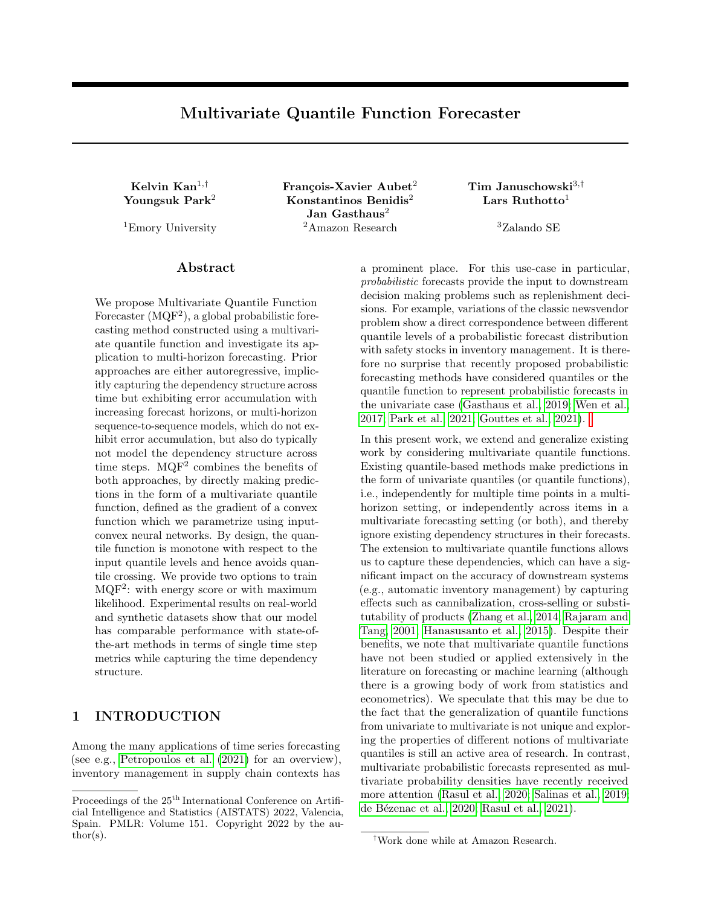# Multivariate Quantile Function Forecaster

**Kelvin Kan**[1,†] **Youngsuk Park**[2]

[1]Emory University

**François-Xavier Aubet**[2] **Konstantinos Benidis**[2] **Jan Gasthaus**[2]

[2]Amazon Research

**Tim Januschowski**[3,†] **Lars Ruthotto**[1]

[3]Zalando SE

## Abstract

We propose Multivariate Quantile Function Forecaster (MQF$^2$), a global probabilistic forecasting method constructed using a multivariate quantile function and investigate its application to multi-horizon forecasting. Prior approaches are either autoregressive, implicitly capturing the dependency structure across time but exhibiting error accumulation with increasing forecast horizons, or multi-horizon sequence-to-sequence models, which do not exhibit error accumulation, but also do typically not model the dependency structure across time steps. MQF$^2$ combines the benefits of both approaches, by directly making predictions in the form of a multivariate quantile function, defined as the gradient of a convex function which we parametrize using input-convex neural networks. By design, the quantile function is monotone with respect to the input quantile levels and hence avoids quantile crossing. We provide two options to train MQF$^2$: with energy score or with maximum likelihood. Experimental results on real-world and synthetic datasets show that our model has comparable performance with state-of-the-art methods in terms of single time step metrics while capturing the time dependency structure.

## 1 INTRODUCTION

Among the many applications of time series forecasting (see e.g., Petropoulos et al. (2021) for an overview), inventory management in supply chain contexts has a prominent place. For this use-case in particular, *probabilistic* forecasts provide the input to downstream decision making problems such as replenishment decisions. For example, variations of the classic newsvendor problem show a direct correspondence between different quantile levels of a probabilistic forecast distribution with safety stocks in inventory management. It is therefore no surprise that recently proposed probabilistic forecasting methods have considered quantiles or the quantile function to represent probabilistic forecasts in the univariate case (Gasthaus et al., 2019; Wen et al., 2017; Park et al., 2021; Gouttes et al., 2021).

In this present work, we extend and generalize existing work by considering multivariate quantile functions. Existing quantile-based methods make predictions in the form of univariate quantiles (or quantile functions), i.e., independently for multiple time points in a multi-horizon setting, or independently across items in a multivariate forecasting setting (or both), and thereby ignore existing dependency structures in their forecasts. The extension to multivariate quantile functions allows us to capture these dependencies, which can have a significant impact on the accuracy of downstream systems (e.g., automatic inventory management) by capturing effects such as cannibalization, cross-selling or substitutability of products (Zhang et al., 2014; Rajaram and Tang, 2001; Hanasusanto et al., 2015). Despite their benefits, we note that multivariate quantile functions have not been studied or applied extensively in the literature on forecasting or machine learning (although there is a growing body of work from statistics and econometrics). We speculate that this may be due to the fact that the generalization of quantile functions from univariate to multivariate is not unique and exploring the properties of different notions of multivariate quantiles is still an active area of research. In contrast, multivariate probabilistic forecasts represented as multivariate probability densities have recently received more attention (Rasul et al., 2020; Salinas et al., 2019; de Bézenac et al., 2020; Rasul et al., 2021).

Proceedings of the 25[th] International Conference on Artificial Intelligence and Statistics (AISTATS) 2022, Valencia, Spain. PMLR: Volume 151. Copyright 2022 by the author(s).

[†]Work done while at Amazon Research.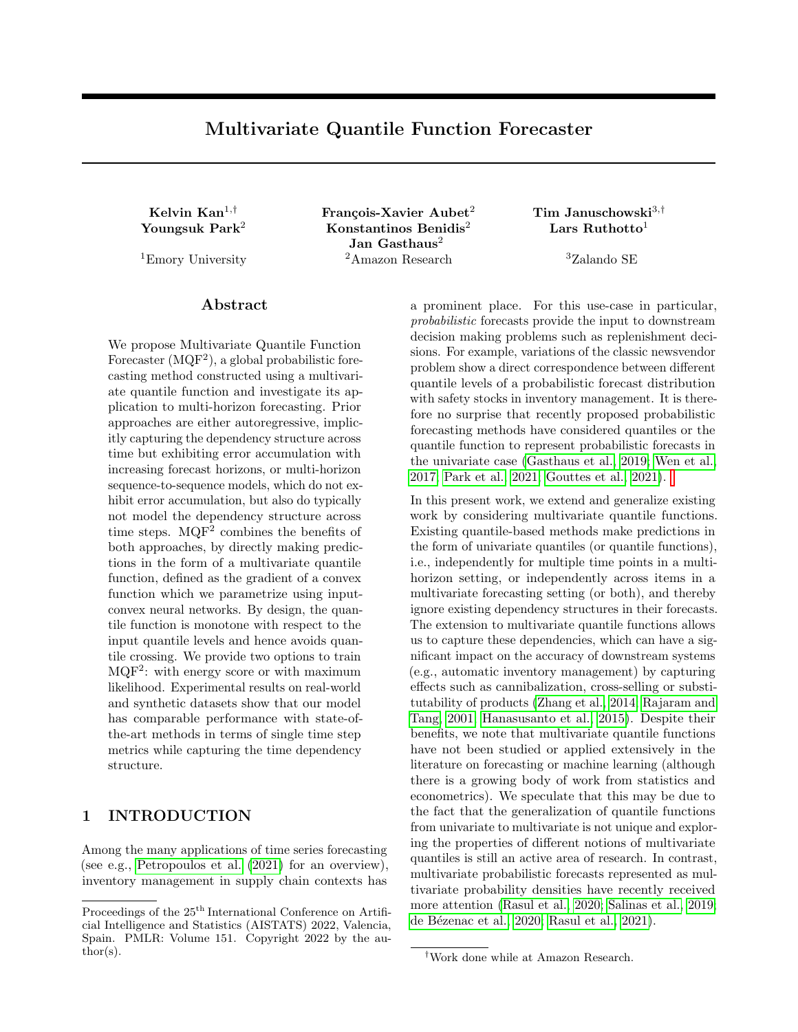# Multivariate Quantile Function Forecaster

**Kelvin Kan**[1,†] **Youngsuk Park**[2]

[1]Emory University

**François-Xavier Aubet**[2] **Konstantinos Benidis**[2] **Jan Gasthaus**[2]

[2]Amazon Research

**Tim Januschowski**[3,†] **Lars Ruthotto**[1]

[3]Zalando SE

## Abstract

We propose Multivariate Quantile Function Forecaster (MQF$^2$), a global probabilistic forecasting method constructed using a multivariate quantile function and investigate its application to multi-horizon forecasting. Prior approaches are either autoregressive, implicitly capturing the dependency structure across time but exhibiting error accumulation with increasing forecast horizons, or multi-horizon sequence-to-sequence models, which do not exhibit error accumulation, but also do typically not model the dependency structure across time steps. MQF$^2$ combines the benefits of both approaches, by directly making predictions in the form of a multivariate quantile function, defined as the gradient of a convex function which we parametrize using input-convex neural networks. By design, the quantile function is monotone with respect to the input quantile levels and hence avoids quantile crossing. We provide two options to train MQF$^2$: with energy score or with maximum likelihood. Experimental results on real-world and synthetic datasets show that our model has comparable performance with state-of-the-art methods in terms of single time step metrics while capturing the time dependency structure.

## 1 INTRODUCTION

Among the many applications of time series forecasting (see e.g., Petropoulos et al. (2021) for an overview), inventory management in supply chain contexts has a prominent place. For this use-case in particular, *probabilistic* forecasts provide the input to downstream decision making problems such as replenishment decisions. For example, variations of the classic newsvendor problem show a direct correspondence between different quantile levels of a probabilistic forecast distribution with safety stocks in inventory management. It is therefore no surprise that recently proposed probabilistic forecasting methods have considered quantiles or the quantile function to represent probabilistic forecasts in the univariate case (Gasthaus et al., 2019; Wen et al., 2017; Park et al., 2021; Gouttes et al., 2021).

In this present work, we extend and generalize existing work by considering multivariate quantile functions. Existing quantile-based methods make predictions in the form of univariate quantiles (or quantile functions), i.e., independently for multiple time points in a multi-horizon setting, or independently across items in a multivariate forecasting setting (or both), and thereby ignore existing dependency structures in their forecasts. The extension to multivariate quantile functions allows us to capture these dependencies, which can have a significant impact on the accuracy of downstream systems (e.g., automatic inventory management) by capturing effects such as cannibalization, cross-selling or substitutability of products (Zhang et al., 2014; Rajaram and Tang, 2001; Hanasusanto et al., 2015). Despite their benefits, we note that multivariate quantile functions have not been studied or applied extensively in the literature on forecasting or machine learning (although there is a growing body of work from statistics and econometrics). We speculate that this may be due to the fact that the generalization of quantile functions from univariate to multivariate is not unique and exploring the properties of different notions of multivariate quantiles is still an active area of research. In contrast, multivariate probabilistic forecasts represented as multivariate probability densities have recently received more attention (Rasul et al., 2020; Salinas et al., 2019; de Bézenac et al., 2020; Rasul et al., 2021).

Proceedings of the 25[th] International Conference on Artificial Intelligence and Statistics (AISTATS) 2022, Valencia, Spain. PMLR: Volume 151. Copyright 2022 by the author(s).

[†]Work done while at Amazon Research.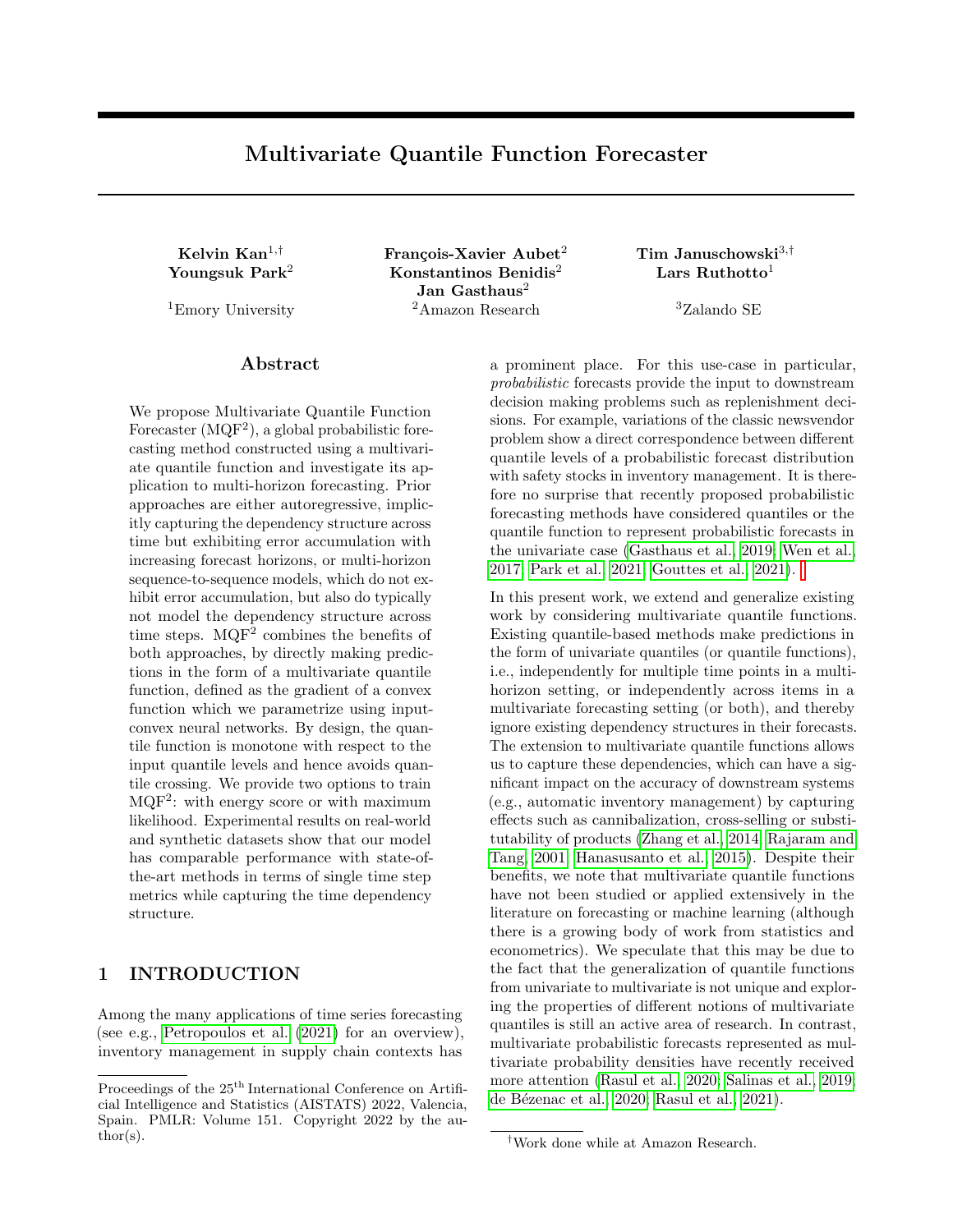# Multivariate Quantile Function Forecaster

**Kelvin Kan**[1,†]
**Youngsuk Park**[2]

[1]Emory University

**François-Xavier Aubet**[2]
**Konstantinos Benidis**[2]
**Jan Gasthaus**[2]

[2]Amazon Research

**Tim Januschowski**[3,†]
**Lars Ruthotto**[1]

[3]Zalando SE

## Abstract

We propose Multivariate Quantile Function Forecaster (MQF$^2$), a global probabilistic forecasting method constructed using a multivariate quantile function and investigate its application to multi-horizon forecasting. Prior approaches are either autoregressive, implicitly capturing the dependency structure across time but exhibiting error accumulation with increasing forecast horizons, or multi-horizon sequence-to-sequence models, which do not exhibit error accumulation, but also do typically not model the dependency structure across time steps. MQF$^2$ combines the benefits of both approaches, by directly making predictions in the form of a multivariate quantile function, defined as the gradient of a convex function which we parametrize using input-convex neural networks. By design, the quantile function is monotone with respect to the input quantile levels and hence avoids quantile crossing. We provide two options to train MQF$^2$: with energy score or with maximum likelihood. Experimental results on real-world and synthetic datasets show that our model has comparable performance with state-of-the-art methods in terms of single time step metrics while capturing the time dependency structure.

## 1 INTRODUCTION

Among the many applications of time series forecasting (see e.g., Petropoulos et al. (2021) for an overview), inventory management in supply chain contexts has a prominent place. For this use-case in particular, *probabilistic* forecasts provide the input to downstream decision making problems such as replenishment decisions. For example, variations of the classic newsvendor problem show a direct correspondence between different quantile levels of a probabilistic forecast distribution with safety stocks in inventory management. It is therefore no surprise that recently proposed probabilistic forecasting methods have considered quantiles or the quantile function to represent probabilistic forecasts in the univariate case (Gasthaus et al., 2019; Wen et al., 2017; Park et al., 2021; Gouttes et al., 2021).

In this present work, we extend and generalize existing work by considering multivariate quantile functions. Existing quantile-based methods make predictions in the form of univariate quantiles (or quantile functions), i.e., independently for multiple time points in a multi-horizon setting, or independently across items in a multivariate forecasting setting (or both), and thereby ignore existing dependency structures in their forecasts. The extension to multivariate quantile functions allows us to capture these dependencies, which can have a significant impact on the accuracy of downstream systems (e.g., automatic inventory management) by capturing effects such as cannibalization, cross-selling or substitutability of products (Zhang et al., 2014; Rajaram and Tang, 2001; Hanasusanto et al., 2015). Despite their benefits, we note that multivariate quantile functions have not been studied or applied extensively in the literature on forecasting or machine learning (although there is a growing body of work from statistics and econometrics). We speculate that this may be due to the fact that the generalization of quantile functions from univariate to multivariate is not unique and exploring the properties of different notions of multivariate quantiles is still an active area of research. In contrast, multivariate probabilistic forecasts represented as multivariate probability densities have recently received more attention (Rasul et al., 2020; Salinas et al., 2019; de Bézenac et al., 2020; Rasul et al., 2021).

Proceedings of the 25[th] International Conference on Artificial Intelligence and Statistics (AISTATS) 2022, Valencia, Spain. PMLR: Volume 151. Copyright 2022 by the author(s).

[†]Work done while at Amazon Research.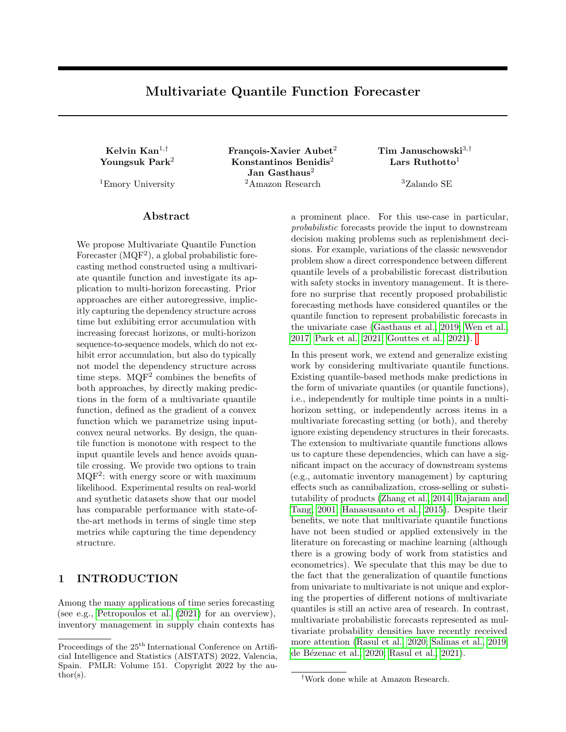# Multivariate Quantile Function Forecaster

**Kelvin Kan**[1,†] **Youngsuk Park**[2]

[1]Emory University

**François-Xavier Aubet**[2] **Konstantinos Benidis**[2] **Jan Gasthaus**[2]

[2]Amazon Research

**Tim Januschowski**[3,†] **Lars Ruthotto**[1]

[3]Zalando SE

## Abstract

We propose Multivariate Quantile Function Forecaster (MQF$^2$), a global probabilistic forecasting method constructed using a multivariate quantile function and investigate its application to multi-horizon forecasting. Prior approaches are either autoregressive, implicitly capturing the dependency structure across time but exhibiting error accumulation with increasing forecast horizons, or multi-horizon sequence-to-sequence models, which do not exhibit error accumulation, but also do typically not model the dependency structure across time steps. MQF$^2$ combines the benefits of both approaches, by directly making predictions in the form of a multivariate quantile function, defined as the gradient of a convex function which we parametrize using input-convex neural networks. By design, the quantile function is monotone with respect to the input quantile levels and hence avoids quantile crossing. We provide two options to train MQF$^2$: with energy score or with maximum likelihood. Experimental results on real-world and synthetic datasets show that our model has comparable performance with state-of-the-art methods in terms of single time step metrics while capturing the time dependency structure.

## 1 INTRODUCTION

Among the many applications of time series forecasting (see e.g., Petropoulos et al. (2021) for an overview), inventory management in supply chain contexts has a prominent place. For this use-case in particular, *probabilistic* forecasts provide the input to downstream decision making problems such as replenishment decisions. For example, variations of the classic newsvendor problem show a direct correspondence between different quantile levels of a probabilistic forecast distribution with safety stocks in inventory management. It is therefore no surprise that recently proposed probabilistic forecasting methods have considered quantiles or the quantile function to represent probabilistic forecasts in the univariate case (Gasthaus et al., 2019; Wen et al., 2017; Park et al., 2021; Gouttes et al., 2021).

In this present work, we extend and generalize existing work by considering multivariate quantile functions. Existing quantile-based methods make predictions in the form of univariate quantiles (or quantile functions), i.e., independently for multiple time points in a multi-horizon setting, or independently across items in a multivariate forecasting setting (or both), and thereby ignore existing dependency structures in their forecasts. The extension to multivariate quantile functions allows us to capture these dependencies, which can have a significant impact on the accuracy of downstream systems (e.g., automatic inventory management) by capturing effects such as cannibalization, cross-selling or substitutability of products (Zhang et al., 2014; Rajaram and Tang, 2001; Hanasusanto et al., 2015). Despite their benefits, we note that multivariate quantile functions have not been studied or applied extensively in the literature on forecasting or machine learning (although there is a growing body of work from statistics and econometrics). We speculate that this may be due to the fact that the generalization of quantile functions from univariate to multivariate is not unique and exploring the properties of different notions of multivariate quantiles is still an active area of research. In contrast, multivariate probabilistic forecasts represented as multivariate probability densities have recently received more attention (Rasul et al., 2020; Salinas et al., 2019; de Bézenac et al., 2020; Rasul et al., 2021).

Proceedings of the 25[th] International Conference on Artificial Intelligence and Statistics (AISTATS) 2022, Valencia, Spain. PMLR: Volume 151. Copyright 2022 by the author(s).

[†]Work done while at Amazon Research.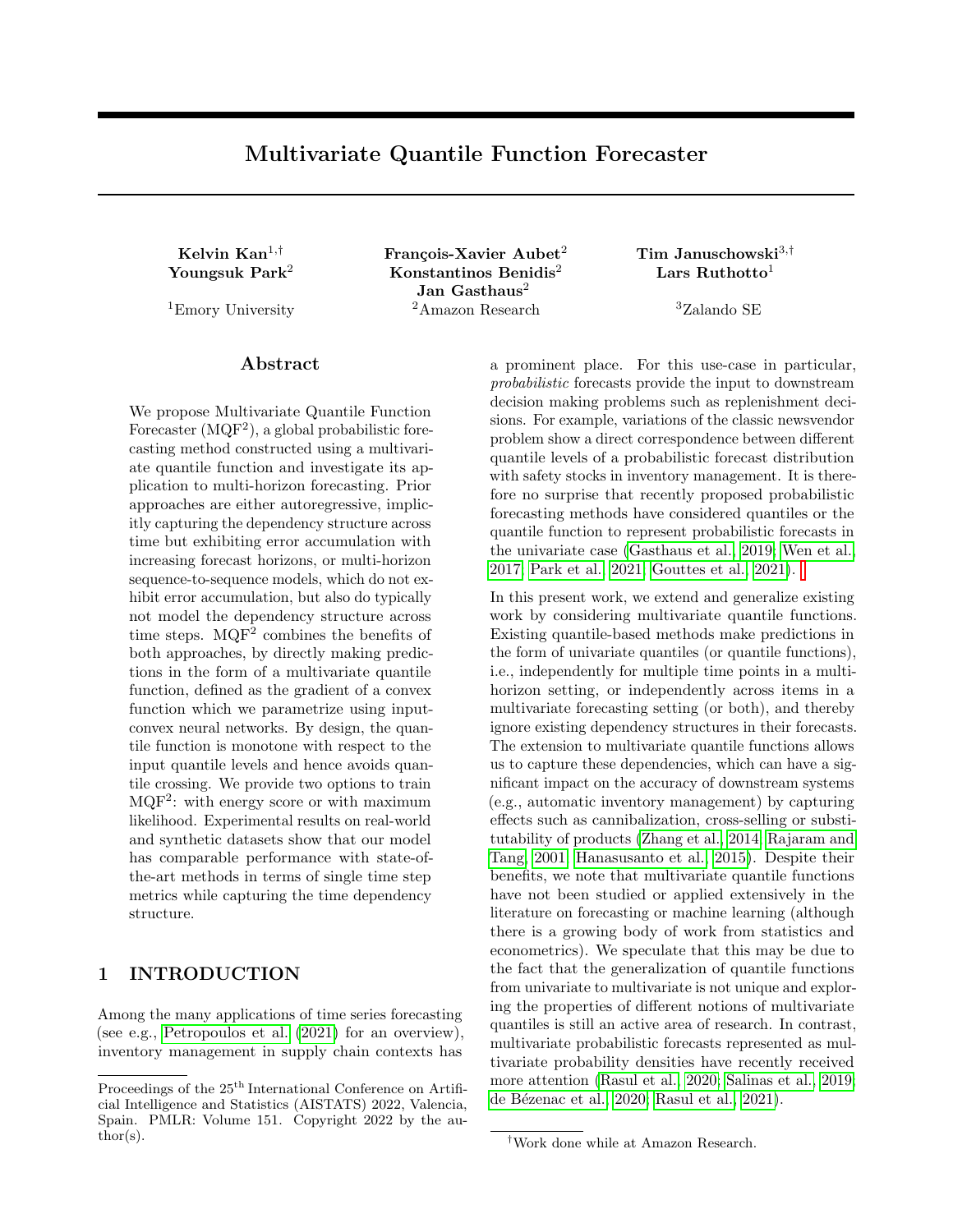# Multivariate Quantile Function Forecaster

**Kelvin Kan**[1,†]
**Youngsuk Park**[2]

[1]Emory University

**François-Xavier Aubet**[2]
**Konstantinos Benidis**[2]
**Jan Gasthaus**[2]

[2]Amazon Research

**Tim Januschowski**[3,†]
**Lars Ruthotto**[1]

[3]Zalando SE

## Abstract

We propose Multivariate Quantile Function Forecaster (MQF$^2$), a global probabilistic forecasting method constructed using a multivariate quantile function and investigate its application to multi-horizon forecasting. Prior approaches are either autoregressive, implicitly capturing the dependency structure across time but exhibiting error accumulation with increasing forecast horizons, or multi-horizon sequence-to-sequence models, which do not exhibit error accumulation, but also do typically not model the dependency structure across time steps. MQF$^2$ combines the benefits of both approaches, by directly making predictions in the form of a multivariate quantile function, defined as the gradient of a convex function which we parametrize using input-convex neural networks. By design, the quantile function is monotone with respect to the input quantile levels and hence avoids quantile crossing. We provide two options to train MQF$^2$: with energy score or with maximum likelihood. Experimental results on real-world and synthetic datasets show that our model has comparable performance with state-of-the-art methods in terms of single time step metrics while capturing the time dependency structure.

## 1 INTRODUCTION

Among the many applications of time series forecasting (see e.g., Petropoulos et al. (2021) for an overview), inventory management in supply chain contexts has a prominent place. For this use-case in particular, *probabilistic* forecasts provide the input to downstream decision making problems such as replenishment decisions. For example, variations of the classic newsvendor problem show a direct correspondence between different quantile levels of a probabilistic forecast distribution with safety stocks in inventory management. It is therefore no surprise that recently proposed probabilistic forecasting methods have considered quantiles or the quantile function to represent probabilistic forecasts in the univariate case (Gasthaus et al., 2019; Wen et al., 2017; Park et al., 2021; Gouttes et al., 2021).

In this present work, we extend and generalize existing work by considering multivariate quantile functions. Existing quantile-based methods make predictions in the form of univariate quantiles (or quantile functions), i.e., independently for multiple time points in a multi-horizon setting, or independently across items in a multivariate forecasting setting (or both), and thereby ignore existing dependency structures in their forecasts. The extension to multivariate quantile functions allows us to capture these dependencies, which can have a significant impact on the accuracy of downstream systems (e.g., automatic inventory management) by capturing effects such as cannibalization, cross-selling or substitutability of products (Zhang et al., 2014; Rajaram and Tang, 2001; Hanasusanto et al., 2015). Despite their benefits, we note that multivariate quantile functions have not been studied or applied extensively in the literature on forecasting or machine learning (although there is a growing body of work from statistics and econometrics). We speculate that this may be due to the fact that the generalization of quantile functions from univariate to multivariate is not unique and exploring the properties of different notions of multivariate quantiles is still an active area of research. In contrast, multivariate probabilistic forecasts represented as multivariate probability densities have recently received more attention (Rasul et al., 2020; Salinas et al., 2019; de Bézenac et al., 2020; Rasul et al., 2021).

Proceedings of the 25[th] International Conference on Artificial Intelligence and Statistics (AISTATS) 2022, Valencia, Spain. PMLR: Volume 151. Copyright 2022 by the author(s).

[†]Work done while at Amazon Research.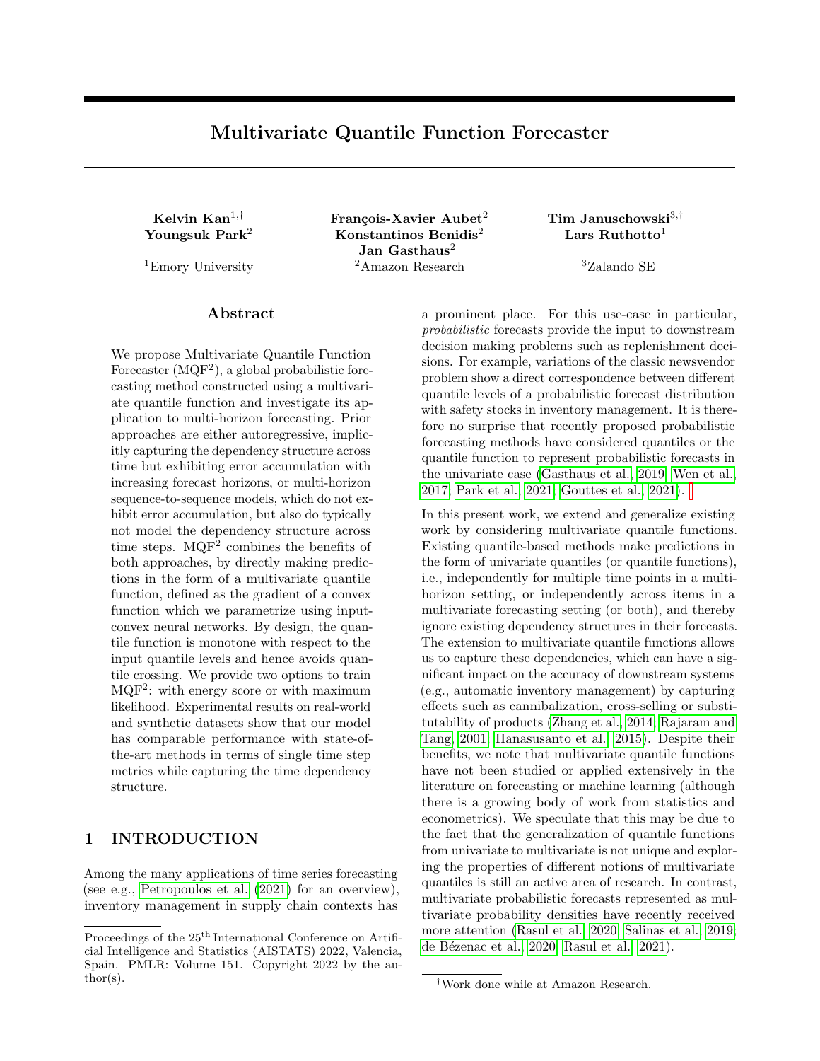# Multivariate Quantile Function Forecaster

**Kelvin Kan**[1,†]
**Youngsuk Park**[2]
[1]Emory University

**François-Xavier Aubet**[2]
**Konstantinos Benidis**[2]
**Jan Gasthaus**[2]
[2]Amazon Research

**Tim Januschowski**[3,†]
**Lars Ruthotto**[1]
[3]Zalando SE

## Abstract

We propose Multivariate Quantile Function Forecaster (MQF$^2$), a global probabilistic forecasting method constructed using a multivariate quantile function and investigate its application to multi-horizon forecasting. Prior approaches are either autoregressive, implicitly capturing the dependency structure across time but exhibiting error accumulation with increasing forecast horizons, or multi-horizon sequence-to-sequence models, which do not exhibit error accumulation, but also do typically not model the dependency structure across time steps. MQF$^2$ combines the benefits of both approaches, by directly making predictions in the form of a multivariate quantile function, defined as the gradient of a convex function which we parametrize using input-convex neural networks. By design, the quantile function is monotone with respect to the input quantile levels and hence avoids quantile crossing. We provide two options to train MQF$^2$: with energy score or with maximum likelihood. Experimental results on real-world and synthetic datasets show that our model has comparable performance with state-of-the-art methods in terms of single time step metrics while capturing the time dependency structure.

## 1 INTRODUCTION

Among the many applications of time series forecasting (see e.g., Petropoulos et al. (2021) for an overview), inventory management in supply chain contexts has a prominent place. For this use-case in particular, *probabilistic* forecasts provide the input to downstream decision making problems such as replenishment decisions. For example, variations of the classic newsvendor problem show a direct correspondence between different quantile levels of a probabilistic forecast distribution with safety stocks in inventory management. It is therefore no surprise that recently proposed probabilistic forecasting methods have considered quantiles or the quantile function to represent probabilistic forecasts in the univariate case (Gasthaus et al., 2019; Wen et al., 2017; Park et al., 2021; Gouttes et al., 2021).

In this present work, we extend and generalize existing work by considering multivariate quantile functions. Existing quantile-based methods make predictions in the form of univariate quantiles (or quantile functions), i.e., independently for multiple time points in a multi-horizon setting, or independently across items in a multivariate forecasting setting (or both), and thereby ignore existing dependency structures in their forecasts. The extension to multivariate quantile functions allows us to capture these dependencies, which can have a significant impact on the accuracy of downstream systems (e.g., automatic inventory management) by capturing effects such as cannibalization, cross-selling or substitutability of products (Zhang et al., 2014; Rajaram and Tang, 2001; Hanasusanto et al., 2015). Despite their benefits, we note that multivariate quantile functions have not been studied or applied extensively in the literature on forecasting or machine learning (although there is a growing body of work from statistics and econometrics). We speculate that this may be due to the fact that the generalization of quantile functions from univariate to multivariate is not unique and exploring the properties of different notions of multivariate quantiles is still an active area of research. In contrast, multivariate probabilistic forecasts represented as multivariate probability densities have recently received more attention (Rasul et al., 2020; Salinas et al., 2019; de Bézenac et al., 2020; Rasul et al., 2021).

Proceedings of the 25th International Conference on Artificial Intelligence and Statistics (AISTATS) 2022, Valencia, Spain. PMLR: Volume 151. Copyright 2022 by the author(s).

[†]Work done while at Amazon Research.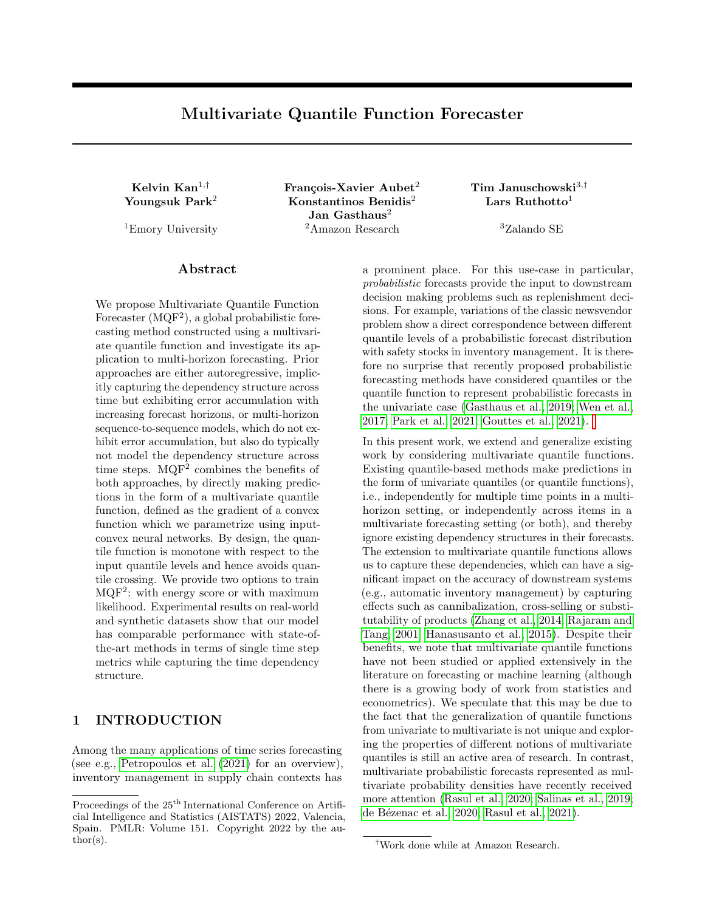# Multivariate Quantile Function Forecaster

**Kelvin Kan**[1,†]
**Youngsuk Park**[2]

[1]Emory University

**François-Xavier Aubet**[2]
**Konstantinos Benidis**[2]
**Jan Gasthaus**[2]

[2]Amazon Research

**Tim Januschowski**[3,†]
**Lars Ruthotto**[1]

[3]Zalando SE

## Abstract

We propose Multivariate Quantile Function Forecaster (MQF$^2$), a global probabilistic forecasting method constructed using a multivariate quantile function and investigate its application to multi-horizon forecasting. Prior approaches are either autoregressive, implicitly capturing the dependency structure across time but exhibiting error accumulation with increasing forecast horizons, or multi-horizon sequence-to-sequence models, which do not exhibit error accumulation, but also do typically not model the dependency structure across time steps. MQF$^2$ combines the benefits of both approaches, by directly making predictions in the form of a multivariate quantile function, defined as the gradient of a convex function which we parametrize using input-convex neural networks. By design, the quantile function is monotone with respect to the input quantile levels and hence avoids quantile crossing. We provide two options to train MQF$^2$: with energy score or with maximum likelihood. Experimental results on real-world and synthetic datasets show that our model has comparable performance with state-of-the-art methods in terms of single time step metrics while capturing the time dependency structure.

## 1 INTRODUCTION

Among the many applications of time series forecasting (see e.g., Petropoulos et al. (2021) for an overview), inventory management in supply chain contexts has a prominent place. For this use-case in particular, *probabilistic* forecasts provide the input to downstream decision making problems such as replenishment decisions. For example, variations of the classic newsvendor problem show a direct correspondence between different quantile levels of a probabilistic forecast distribution with safety stocks in inventory management. It is therefore no surprise that recently proposed probabilistic forecasting methods have considered quantiles or the quantile function to represent probabilistic forecasts in the univariate case (Gasthaus et al., 2019; Wen et al., 2017; Park et al., 2021; Gouttes et al., 2021).

In this present work, we extend and generalize existing work by considering multivariate quantile functions. Existing quantile-based methods make predictions in the form of univariate quantiles (or quantile functions), i.e., independently for multiple time points in a multi-horizon setting, or independently across items in a multivariate forecasting setting (or both), and thereby ignore existing dependency structures in their forecasts. The extension to multivariate quantile functions allows us to capture these dependencies, which can have a significant impact on the accuracy of downstream systems (e.g., automatic inventory management) by capturing effects such as cannibalization, cross-selling or substitutability of products (Zhang et al., 2014; Rajaram and Tang, 2001; Hanasusanto et al., 2015). Despite their benefits, we note that multivariate quantile functions have not been studied or applied extensively in the literature on forecasting or machine learning (although there is a growing body of work from statistics and econometrics). We speculate that this may be due to the fact that the generalization of quantile functions from univariate to multivariate is not unique and exploring the properties of different notions of multivariate quantiles is still an active area of research. In contrast, multivariate probabilistic forecasts represented as multivariate probability densities have recently received more attention (Rasul et al., 2020; Salinas et al., 2019; de Bézenac et al., 2020; Rasul et al., 2021).

Proceedings of the 25[th] International Conference on Artificial Intelligence and Statistics (AISTATS) 2022, Valencia, Spain. PMLR: Volume 151. Copyright 2022 by the author(s).

[†]Work done while at Amazon Research.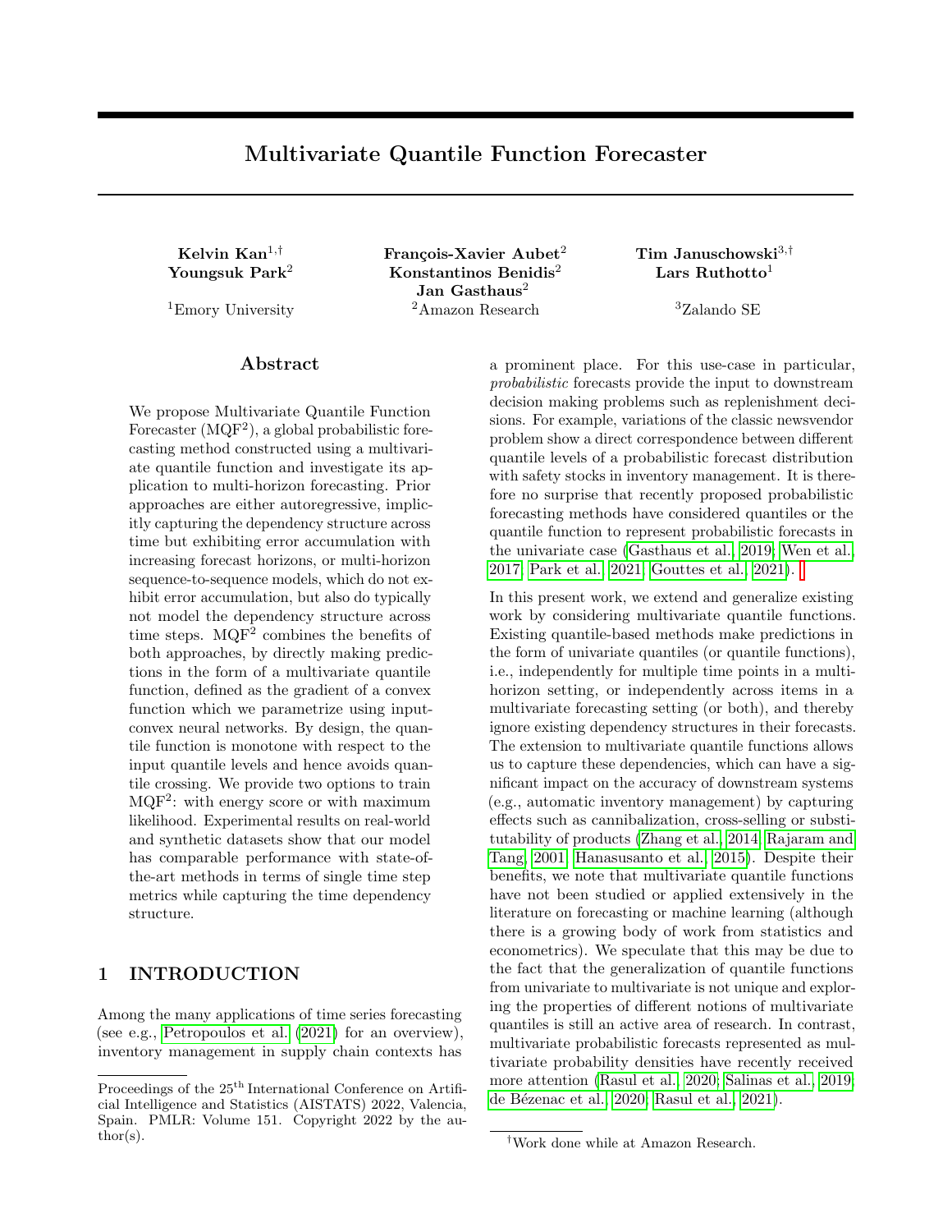# Multivariate Quantile Function Forecaster

**Kelvin Kan**[1,†] **Youngsuk Park**[2]

[1]Emory University

**François-Xavier Aubet**[2] **Konstantinos Benidis**[2] **Jan Gasthaus**[2]

[2]Amazon Research

**Tim Januschowski**[3,†] **Lars Ruthotto**[1]

[3]Zalando SE

## Abstract

We propose Multivariate Quantile Function Forecaster (MQF$^2$), a global probabilistic forecasting method constructed using a multivariate quantile function and investigate its application to multi-horizon forecasting. Prior approaches are either autoregressive, implicitly capturing the dependency structure across time but exhibiting error accumulation with increasing forecast horizons, or multi-horizon sequence-to-sequence models, which do not exhibit error accumulation, but also do typically not model the dependency structure across time steps. MQF$^2$ combines the benefits of both approaches, by directly making predictions in the form of a multivariate quantile function, defined as the gradient of a convex function which we parametrize using input-convex neural networks. By design, the quantile function is monotone with respect to the input quantile levels and hence avoids quantile crossing. We provide two options to train MQF$^2$: with energy score or with maximum likelihood. Experimental results on real-world and synthetic datasets show that our model has comparable performance with state-of-the-art methods in terms of single time step metrics while capturing the time dependency structure.

## 1 INTRODUCTION

Among the many applications of time series forecasting (see e.g., Petropoulos et al. (2021) for an overview), inventory management in supply chain contexts has a prominent place. For this use-case in particular, *probabilistic* forecasts provide the input to downstream decision making problems such as replenishment decisions. For example, variations of the classic newsvendor problem show a direct correspondence between different quantile levels of a probabilistic forecast distribution with safety stocks in inventory management. It is therefore no surprise that recently proposed probabilistic forecasting methods have considered quantiles or the quantile function to represent probabilistic forecasts in the univariate case (Gasthaus et al., 2019; Wen et al., 2017; Park et al., 2021; Gouttes et al., 2021).

In this present work, we extend and generalize existing work by considering multivariate quantile functions. Existing quantile-based methods make predictions in the form of univariate quantiles (or quantile functions), i.e., independently for multiple time points in a multi-horizon setting, or independently across items in a multivariate forecasting setting (or both), and thereby ignore existing dependency structures in their forecasts. The extension to multivariate quantile functions allows us to capture these dependencies, which can have a significant impact on the accuracy of downstream systems (e.g., automatic inventory management) by capturing effects such as cannibalization, cross-selling or substitutability of products (Zhang et al., 2014; Rajaram and Tang, 2001; Hanasusanto et al., 2015). Despite their benefits, we note that multivariate quantile functions have not been studied or applied extensively in the literature on forecasting or machine learning (although there is a growing body of work from statistics and econometrics). We speculate that this may be due to the fact that the generalization of quantile functions from univariate to multivariate is not unique and exploring the properties of different notions of multivariate quantiles is still an active area of research. In contrast, multivariate probabilistic forecasts represented as multivariate probability densities have recently received more attention (Rasul et al., 2020; Salinas et al., 2019; de Bézenac et al., 2020; Rasul et al., 2021).

Proceedings of the 25th International Conference on Artificial Intelligence and Statistics (AISTATS) 2022, Valencia, Spain. PMLR: Volume 151. Copyright 2022 by the author(s).

†Work done while at Amazon Research.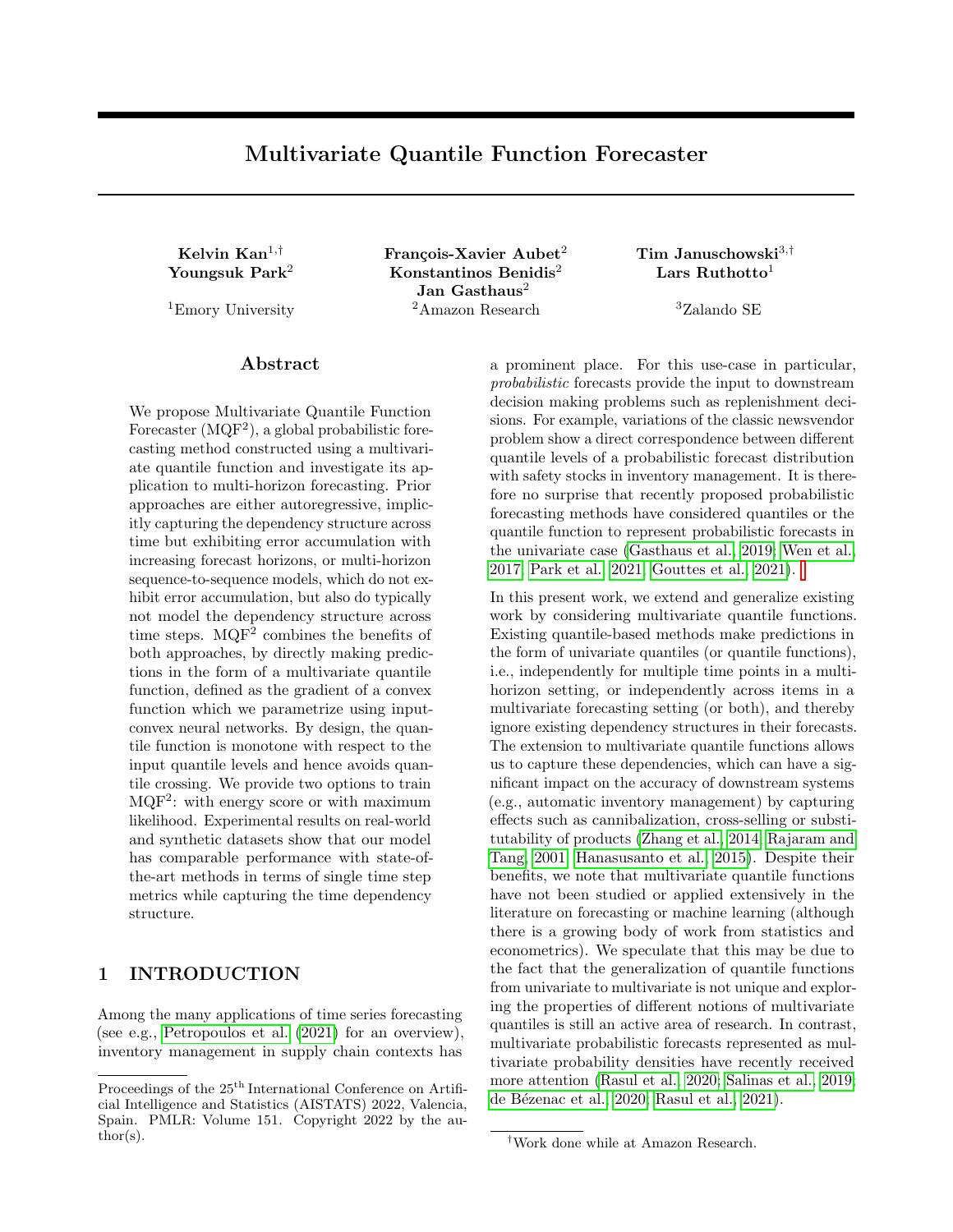# Multivariate Quantile Function Forecaster

**Kelvin Kan**[1,†] **Youngsuk Park**[2]

[1]Emory University

**François-Xavier Aubet**[2] **Konstantinos Benidis**[2] **Jan Gasthaus**[2]

[2]Amazon Research

**Tim Januschowski**[3,†] **Lars Ruthotto**[1]

[3]Zalando SE

## Abstract

We propose Multivariate Quantile Function Forecaster (MQF$^2$), a global probabilistic forecasting method constructed using a multivariate quantile function and investigate its application to multi-horizon forecasting. Prior approaches are either autoregressive, implicitly capturing the dependency structure across time but exhibiting error accumulation with increasing forecast horizons, or multi-horizon sequence-to-sequence models, which do not exhibit error accumulation, but also do typically not model the dependency structure across time steps. MQF$^2$ combines the benefits of both approaches, by directly making predictions in the form of a multivariate quantile function, defined as the gradient of a convex function which we parametrize using input-convex neural networks. By design, the quantile function is monotone with respect to the input quantile levels and hence avoids quantile crossing. We provide two options to train MQF$^2$: with energy score or with maximum likelihood. Experimental results on real-world and synthetic datasets show that our model has comparable performance with state-of-the-art methods in terms of single time step metrics while capturing the time dependency structure.

## 1 INTRODUCTION

Among the many applications of time series forecasting (see e.g., Petropoulos et al. (2021) for an overview), inventory management in supply chain contexts has a prominent place. For this use-case in particular, *probabilistic* forecasts provide the input to downstream decision making problems such as replenishment decisions. For example, variations of the classic newsvendor problem show a direct correspondence between different quantile levels of a probabilistic forecast distribution with safety stocks in inventory management. It is therefore no surprise that recently proposed probabilistic forecasting methods have considered quantiles or the quantile function to represent probabilistic forecasts in the univariate case (Gasthaus et al., 2019; Wen et al., 2017; Park et al., 2021; Gouttes et al., 2021).

In this present work, we extend and generalize existing work by considering multivariate quantile functions. Existing quantile-based methods make predictions in the form of univariate quantiles (or quantile functions), i.e., independently for multiple time points in a multi-horizon setting, or independently across items in a multivariate forecasting setting (or both), and thereby ignore existing dependency structures in their forecasts. The extension to multivariate quantile functions allows us to capture these dependencies, which can have a significant impact on the accuracy of downstream systems (e.g., automatic inventory management) by capturing effects such as cannibalization, cross-selling or substitutability of products (Zhang et al., 2014; Rajaram and Tang, 2001; Hanasusanto et al., 2015). Despite their benefits, we note that multivariate quantile functions have not been studied or applied extensively in the literature on forecasting or machine learning (although there is a growing body of work from statistics and econometrics). We speculate that this may be due to the fact that the generalization of quantile functions from univariate to multivariate is not unique and exploring the properties of different notions of multivariate quantiles is still an active area of research. In contrast, multivariate probabilistic forecasts represented as multivariate probability densities have recently received more attention (Rasul et al., 2020; Salinas et al., 2019; de Bézenac et al., 2020; Rasul et al., 2021).

Proceedings of the 25[th] International Conference on Artificial Intelligence and Statistics (AISTATS) 2022, Valencia, Spain. PMLR: Volume 151. Copyright 2022 by the author(s).

[†]Work done while at Amazon Research.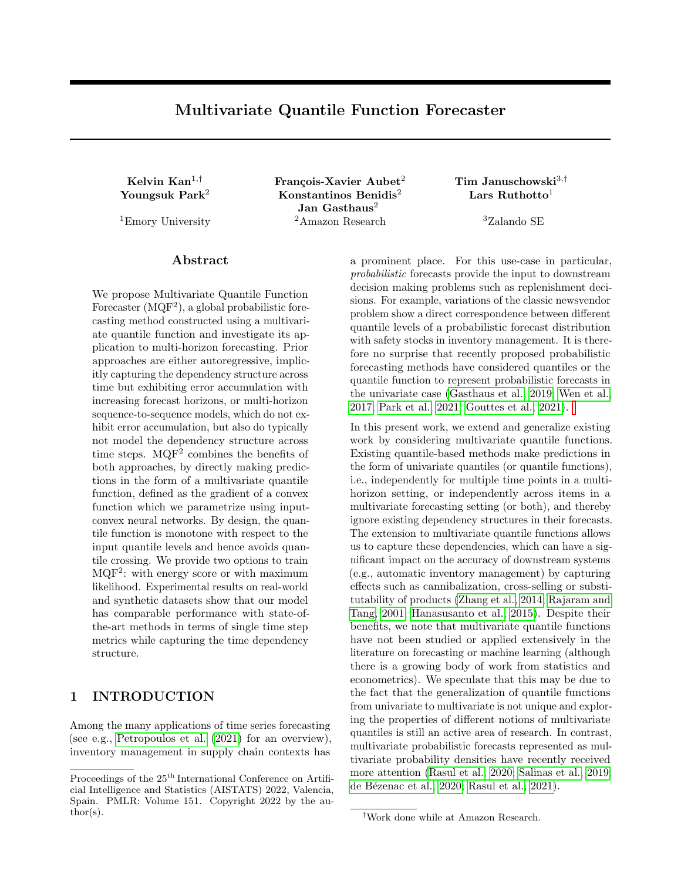# Multivariate Quantile Function Forecaster

**Kelvin Kan**[1,†] **Youngsuk Park**[2]

[1]Emory University

**François-Xavier Aubet**[2] **Konstantinos Benidis**[2] **Jan Gasthaus**[2]

[2]Amazon Research

**Tim Januschowski**[3,†] **Lars Ruthotto**[1]

[3]Zalando SE

## Abstract

We propose Multivariate Quantile Function Forecaster (MQF$^2$), a global probabilistic forecasting method constructed using a multivariate quantile function and investigate its application to multi-horizon forecasting. Prior approaches are either autoregressive, implicitly capturing the dependency structure across time but exhibiting error accumulation with increasing forecast horizons, or multi-horizon sequence-to-sequence models, which do not exhibit error accumulation, but also do typically not model the dependency structure across time steps. MQF$^2$ combines the benefits of both approaches, by directly making predictions in the form of a multivariate quantile function, defined as the gradient of a convex function which we parametrize using input-convex neural networks. By design, the quantile function is monotone with respect to the input quantile levels and hence avoids quantile crossing. We provide two options to train MQF$^2$: with energy score or with maximum likelihood. Experimental results on real-world and synthetic datasets show that our model has comparable performance with state-of-the-art methods in terms of single time step metrics while capturing the time dependency structure.

## 1 INTRODUCTION

Among the many applications of time series forecasting (see e.g., Petropoulos et al. (2021) for an overview), inventory management in supply chain contexts has a prominent place. For this use-case in particular, *probabilistic* forecasts provide the input to downstream decision making problems such as replenishment decisions. For example, variations of the classic newsvendor problem show a direct correspondence between different quantile levels of a probabilistic forecast distribution with safety stocks in inventory management. It is therefore no surprise that recently proposed probabilistic forecasting methods have considered quantiles or the quantile function to represent probabilistic forecasts in the univariate case (Gasthaus et al., 2019; Wen et al., 2017; Park et al., 2021; Gouttes et al., 2021).

In this present work, we extend and generalize existing work by considering multivariate quantile functions. Existing quantile-based methods make predictions in the form of univariate quantiles (or quantile functions), i.e., independently for multiple time points in a multi-horizon setting, or independently across items in a multivariate forecasting setting (or both), and thereby ignore existing dependency structures in their forecasts. The extension to multivariate quantile functions allows us to capture these dependencies, which can have a significant impact on the accuracy of downstream systems (e.g., automatic inventory management) by capturing effects such as cannibalization, cross-selling or substitutability of products (Zhang et al., 2014; Rajaram and Tang, 2001; Hanasusanto et al., 2015). Despite their benefits, we note that multivariate quantile functions have not been studied or applied extensively in the literature on forecasting or machine learning (although there is a growing body of work from statistics and econometrics). We speculate that this may be due to the fact that the generalization of quantile functions from univariate to multivariate is not unique and exploring the properties of different notions of multivariate quantiles is still an active area of research. In contrast, multivariate probabilistic forecasts represented as multivariate probability densities have recently received more attention (Rasul et al., 2020; Salinas et al., 2019; de Bézenac et al., 2020; Rasul et al., 2021).

Proceedings of the 25[th] International Conference on Artificial Intelligence and Statistics (AISTATS) 2022, Valencia, Spain. PMLR: Volume 151. Copyright 2022 by the author(s).

[†]Work done while at Amazon Research.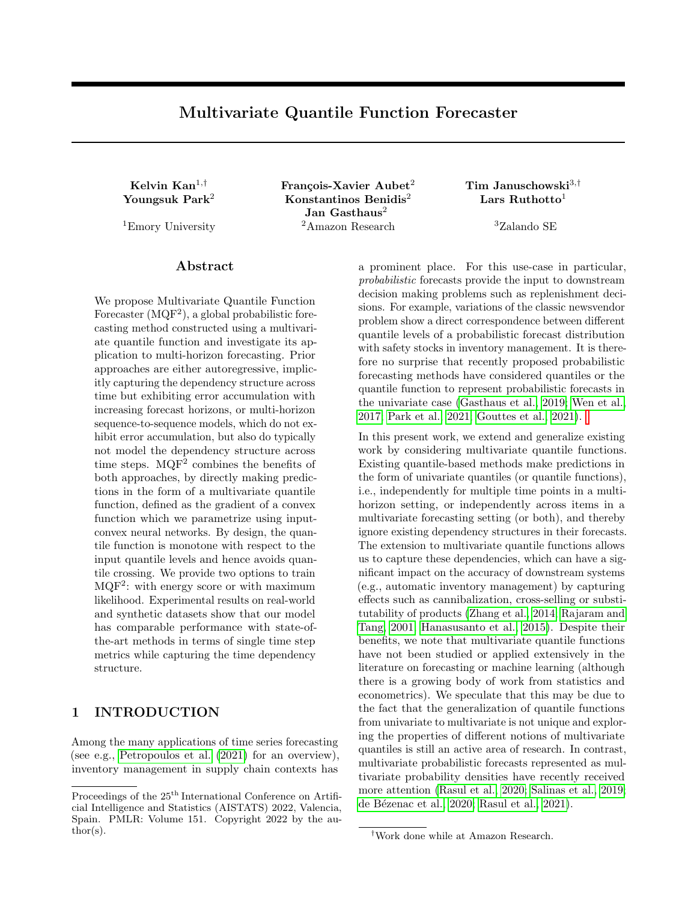# Multivariate Quantile Function Forecaster

**Kelvin Kan**[1,†] **Youngsuk Park**[2]

[1]Emory University

**François-Xavier Aubet**[2] **Konstantinos Benidis**[2] **Jan Gasthaus**[2]

[2]Amazon Research

**Tim Januschowski**[3,†] **Lars Ruthotto**[1]

[3]Zalando SE

## Abstract

We propose Multivariate Quantile Function Forecaster (MQF$^2$), a global probabilistic forecasting method constructed using a multivariate quantile function and investigate its application to multi-horizon forecasting. Prior approaches are either autoregressive, implicitly capturing the dependency structure across time but exhibiting error accumulation with increasing forecast horizons, or multi-horizon sequence-to-sequence models, which do not exhibit error accumulation, but also do typically not model the dependency structure across time steps. MQF$^2$ combines the benefits of both approaches, by directly making predictions in the form of a multivariate quantile function, defined as the gradient of a convex function which we parametrize using input-convex neural networks. By design, the quantile function is monotone with respect to the input quantile levels and hence avoids quantile crossing. We provide two options to train MQF$^2$: with energy score or with maximum likelihood. Experimental results on real-world and synthetic datasets show that our model has comparable performance with state-of-the-art methods in terms of single time step metrics while capturing the time dependency structure.

## 1 INTRODUCTION

Among the many applications of time series forecasting (see e.g., Petropoulos et al. (2021) for an overview), inventory management in supply chain contexts has a prominent place. For this use-case in particular, *probabilistic* forecasts provide the input to downstream decision making problems such as replenishment decisions. For example, variations of the classic newsvendor problem show a direct correspondence between different quantile levels of a probabilistic forecast distribution with safety stocks in inventory management. It is therefore no surprise that recently proposed probabilistic forecasting methods have considered quantiles or the quantile function to represent probabilistic forecasts in the univariate case (Gasthaus et al., 2019; Wen et al., 2017; Park et al., 2021; Gouttes et al., 2021).

In this present work, we extend and generalize existing work by considering multivariate quantile functions. Existing quantile-based methods make predictions in the form of univariate quantiles (or quantile functions), i.e., independently for multiple time points in a multi-horizon setting, or independently across items in a multivariate forecasting setting (or both), and thereby ignore existing dependency structures in their forecasts. The extension to multivariate quantile functions allows us to capture these dependencies, which can have a significant impact on the accuracy of downstream systems (e.g., automatic inventory management) by capturing effects such as cannibalization, cross-selling or substitutability of products (Zhang et al., 2014; Rajaram and Tang, 2001; Hanasusanto et al., 2015). Despite their benefits, we note that multivariate quantile functions have not been studied or applied extensively in the literature on forecasting or machine learning (although there is a growing body of work from statistics and econometrics). We speculate that this may be due to the fact that the generalization of quantile functions from univariate to multivariate is not unique and exploring the properties of different notions of multivariate quantiles is still an active area of research. In contrast, multivariate probabilistic forecasts represented as multivariate probability densities have recently received more attention (Rasul et al., 2020; Salinas et al., 2019; de Bézenac et al., 2020; Rasul et al., 2021).

Proceedings of the 25[th] International Conference on Artificial Intelligence and Statistics (AISTATS) 2022, Valencia, Spain. PMLR: Volume 151. Copyright 2022 by the author(s).

[†]Work done while at Amazon Research.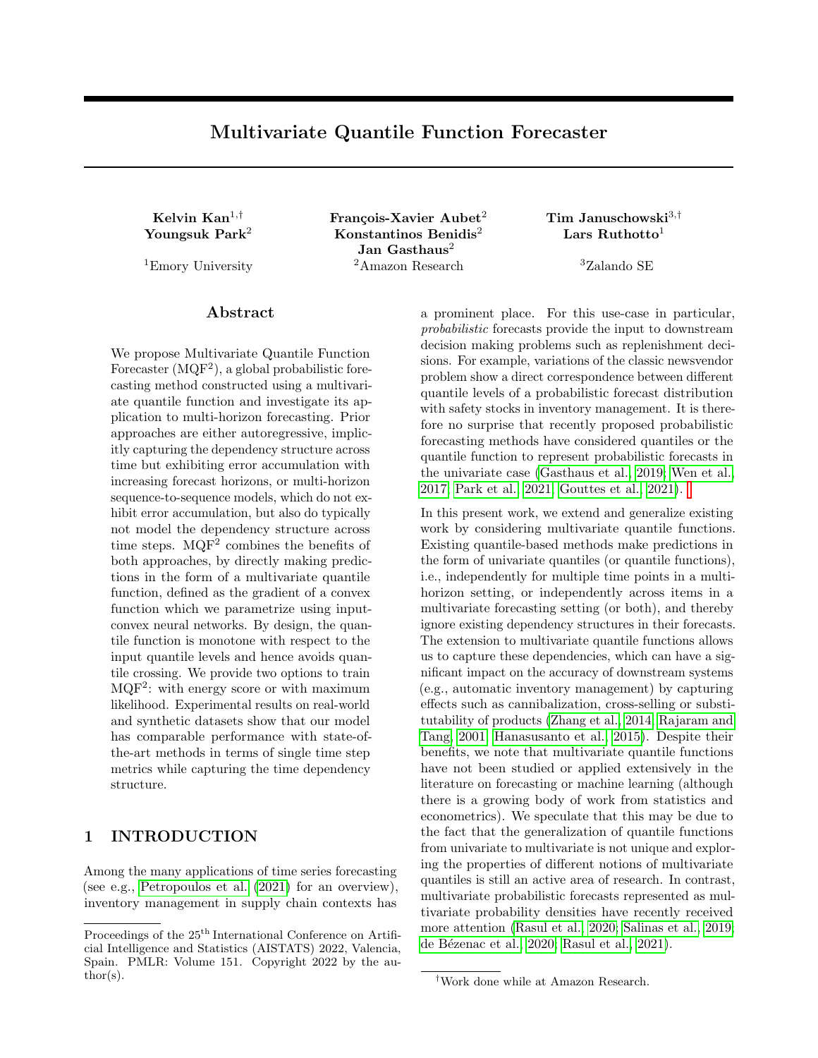# Multivariate Quantile Function Forecaster

**Kelvin Kan**[1,†] **Youngsuk Park**[2]

[1]Emory University

**François-Xavier Aubet**[2] **Konstantinos Benidis**[2] **Jan Gasthaus**[2]

[2]Amazon Research

**Tim Januschowski**[3,†] **Lars Ruthotto**[1]

[3]Zalando SE

## Abstract

We propose Multivariate Quantile Function Forecaster (MQF$^2$), a global probabilistic forecasting method constructed using a multivariate quantile function and investigate its application to multi-horizon forecasting. Prior approaches are either autoregressive, implicitly capturing the dependency structure across time but exhibiting error accumulation with increasing forecast horizons, or multi-horizon sequence-to-sequence models, which do not exhibit error accumulation, but also do typically not model the dependency structure across time steps. MQF$^2$ combines the benefits of both approaches, by directly making predictions in the form of a multivariate quantile function, defined as the gradient of a convex function which we parametrize using input-convex neural networks. By design, the quantile function is monotone with respect to the input quantile levels and hence avoids quantile crossing. We provide two options to train MQF$^2$: with energy score or with maximum likelihood. Experimental results on real-world and synthetic datasets show that our model has comparable performance with state-of-the-art methods in terms of single time step metrics while capturing the time dependency structure.

## 1 INTRODUCTION

Among the many applications of time series forecasting (see e.g., Petropoulos et al. (2021) for an overview), inventory management in supply chain contexts has a prominent place. For this use-case in particular, *probabilistic* forecasts provide the input to downstream decision making problems such as replenishment decisions. For example, variations of the classic newsvendor problem show a direct correspondence between different quantile levels of a probabilistic forecast distribution with safety stocks in inventory management. It is therefore no surprise that recently proposed probabilistic forecasting methods have considered quantiles or the quantile function to represent probabilistic forecasts in the univariate case (Gasthaus et al., 2019; Wen et al., 2017; Park et al., 2021; Gouttes et al., 2021).

In this present work, we extend and generalize existing work by considering multivariate quantile functions. Existing quantile-based methods make predictions in the form of univariate quantiles (or quantile functions), i.e., independently for multiple time points in a multi-horizon setting, or independently across items in a multivariate forecasting setting (or both), and thereby ignore existing dependency structures in their forecasts. The extension to multivariate quantile functions allows us to capture these dependencies, which can have a significant impact on the accuracy of downstream systems (e.g., automatic inventory management) by capturing effects such as cannibalization, cross-selling or substitutability of products (Zhang et al., 2014; Rajaram and Tang, 2001; Hanasusanto et al., 2015). Despite their benefits, we note that multivariate quantile functions have not been studied or applied extensively in the literature on forecasting or machine learning (although there is a growing body of work from statistics and econometrics). We speculate that this may be due to the fact that the generalization of quantile functions from univariate to multivariate is not unique and exploring the properties of different notions of multivariate quantiles is still an active area of research. In contrast, multivariate probabilistic forecasts represented as multivariate probability densities have recently received more attention (Rasul et al., 2020; Salinas et al., 2019; de Bézenac et al., 2020; Rasul et al., 2021).

Proceedings of the 25[th] International Conference on Artificial Intelligence and Statistics (AISTATS) 2022, Valencia, Spain. PMLR: Volume 151. Copyright 2022 by the author(s).

[†]Work done while at Amazon Research.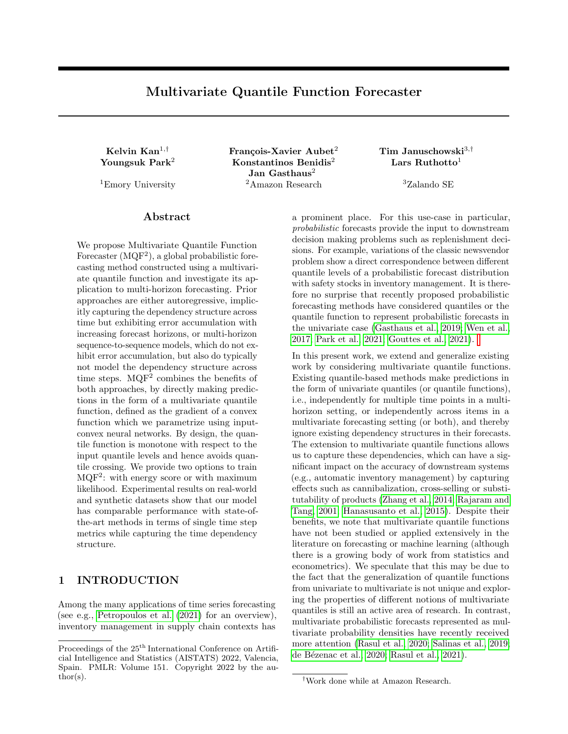# Multivariate Quantile Function Forecaster

**Kelvin Kan**[1,†]
**Youngsuk Park**[2]

[1]Emory University

**François-Xavier Aubet**[2]
**Konstantinos Benidis**[2]
**Jan Gasthaus**[2]

[2]Amazon Research

**Tim Januschowski**[3,†]
**Lars Ruthotto**[1]

[3]Zalando SE

## Abstract

We propose Multivariate Quantile Function Forecaster (MQF$^2$), a global probabilistic forecasting method constructed using a multivariate quantile function and investigate its application to multi-horizon forecasting. Prior approaches are either autoregressive, implicitly capturing the dependency structure across time but exhibiting error accumulation with increasing forecast horizons, or multi-horizon sequence-to-sequence models, which do not exhibit error accumulation, but also do typically not model the dependency structure across time steps. MQF$^2$ combines the benefits of both approaches, by directly making predictions in the form of a multivariate quantile function, defined as the gradient of a convex function which we parametrize using input-convex neural networks. By design, the quantile function is monotone with respect to the input quantile levels and hence avoids quantile crossing. We provide two options to train MQF$^2$: with energy score or with maximum likelihood. Experimental results on real-world and synthetic datasets show that our model has comparable performance with state-of-the-art methods in terms of single time step metrics while capturing the time dependency structure.

## 1 INTRODUCTION

Among the many applications of time series forecasting (see e.g., Petropoulos et al. (2021) for an overview), inventory management in supply chain contexts has a prominent place. For this use-case in particular, *probabilistic* forecasts provide the input to downstream decision making problems such as replenishment decisions. For example, variations of the classic newsvendor problem show a direct correspondence between different quantile levels of a probabilistic forecast distribution with safety stocks in inventory management. It is therefore no surprise that recently proposed probabilistic forecasting methods have considered quantiles or the quantile function to represent probabilistic forecasts in the univariate case (Gasthaus et al., 2019; Wen et al., 2017; Park et al., 2021; Gouttes et al., 2021).

In this present work, we extend and generalize existing work by considering multivariate quantile functions. Existing quantile-based methods make predictions in the form of univariate quantiles (or quantile functions), i.e., independently for multiple time points in a multi-horizon setting, or independently across items in a multivariate forecasting setting (or both), and thereby ignore existing dependency structures in their forecasts. The extension to multivariate quantile functions allows us to capture these dependencies, which can have a significant impact on the accuracy of downstream systems (e.g., automatic inventory management) by capturing effects such as cannibalization, cross-selling or substitutability of products (Zhang et al., 2014; Rajaram and Tang, 2001; Hanasusanto et al., 2015). Despite their benefits, we note that multivariate quantile functions have not been studied or applied extensively in the literature on forecasting or machine learning (although there is a growing body of work from statistics and econometrics). We speculate that this may be due to the fact that the generalization of quantile functions from univariate to multivariate is not unique and exploring the properties of different notions of multivariate quantiles is still an active area of research. In contrast, multivariate probabilistic forecasts represented as multivariate probability densities have recently received more attention (Rasul et al., 2020; Salinas et al., 2019; de Bézenac et al., 2020; Rasul et al., 2021).

Proceedings of the 25[th] International Conference on Artificial Intelligence and Statistics (AISTATS) 2022, Valencia, Spain. PMLR: Volume 151. Copyright 2022 by the author(s).

[†]Work done while at Amazon Research.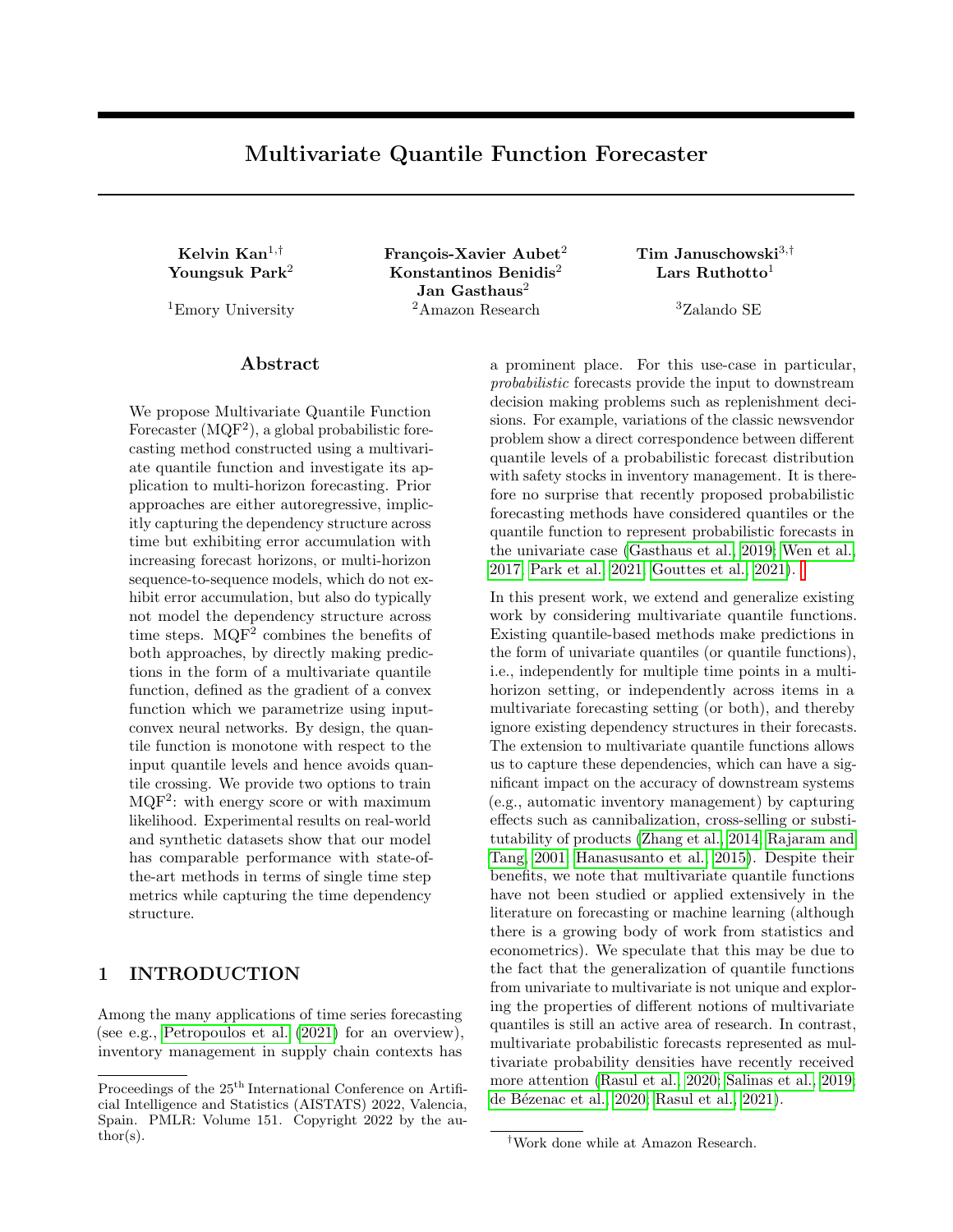# Multivariate Quantile Function Forecaster

**Kelvin Kan**[1,†]
**Youngsuk Park**[2]

[1]Emory University

**François-Xavier Aubet**[2]
**Konstantinos Benidis**[2]
**Jan Gasthaus**[2]

[2]Amazon Research

**Tim Januschowski**[3,†]
**Lars Ruthotto**[1]

[3]Zalando SE

## Abstract

We propose Multivariate Quantile Function Forecaster (MQF$^2$), a global probabilistic forecasting method constructed using a multivariate quantile function and investigate its application to multi-horizon forecasting. Prior approaches are either autoregressive, implicitly capturing the dependency structure across time but exhibiting error accumulation with increasing forecast horizons, or multi-horizon sequence-to-sequence models, which do not exhibit error accumulation, but also do typically not model the dependency structure across time steps. MQF$^2$ combines the benefits of both approaches, by directly making predictions in the form of a multivariate quantile function, defined as the gradient of a convex function which we parametrize using input-convex neural networks. By design, the quantile function is monotone with respect to the input quantile levels and hence avoids quantile crossing. We provide two options to train MQF$^2$: with energy score or with maximum likelihood. Experimental results on real-world and synthetic datasets show that our model has comparable performance with state-of-the-art methods in terms of single time step metrics while capturing the time dependency structure.

## 1 INTRODUCTION

Among the many applications of time series forecasting (see e.g., Petropoulos et al. (2021) for an overview), inventory management in supply chain contexts has a prominent place. For this use-case in particular, *probabilistic* forecasts provide the input to downstream decision making problems such as replenishment decisions. For example, variations of the classic newsvendor problem show a direct correspondence between different quantile levels of a probabilistic forecast distribution with safety stocks in inventory management. It is therefore no surprise that recently proposed probabilistic forecasting methods have considered quantiles or the quantile function to represent probabilistic forecasts in the univariate case (Gasthaus et al., 2019; Wen et al., 2017; Park et al., 2021; Gouttes et al., 2021).

In this present work, we extend and generalize existing work by considering multivariate quantile functions. Existing quantile-based methods make predictions in the form of univariate quantiles (or quantile functions), i.e., independently for multiple time points in a multi-horizon setting, or independently across items in a multivariate forecasting setting (or both), and thereby ignore existing dependency structures in their forecasts. The extension to multivariate quantile functions allows us to capture these dependencies, which can have a significant impact on the accuracy of downstream systems (e.g., automatic inventory management) by capturing effects such as cannibalization, cross-selling or substitutability of products (Zhang et al., 2014; Rajaram and Tang, 2001; Hanasusanto et al., 2015). Despite their benefits, we note that multivariate quantile functions have not been studied or applied extensively in the literature on forecasting or machine learning (although there is a growing body of work from statistics and econometrics). We speculate that this may be due to the fact that the generalization of quantile functions from univariate to multivariate is not unique and exploring the properties of different notions of multivariate quantiles is still an active area of research. In contrast, multivariate probabilistic forecasts represented as multivariate probability densities have recently received more attention (Rasul et al., 2020; Salinas et al., 2019; de Bézenac et al., 2020; Rasul et al., 2021).

Proceedings of the 25[th] International Conference on Artificial Intelligence and Statistics (AISTATS) 2022, Valencia, Spain. PMLR: Volume 151. Copyright 2022 by the author(s).

[†]Work done while at Amazon Research.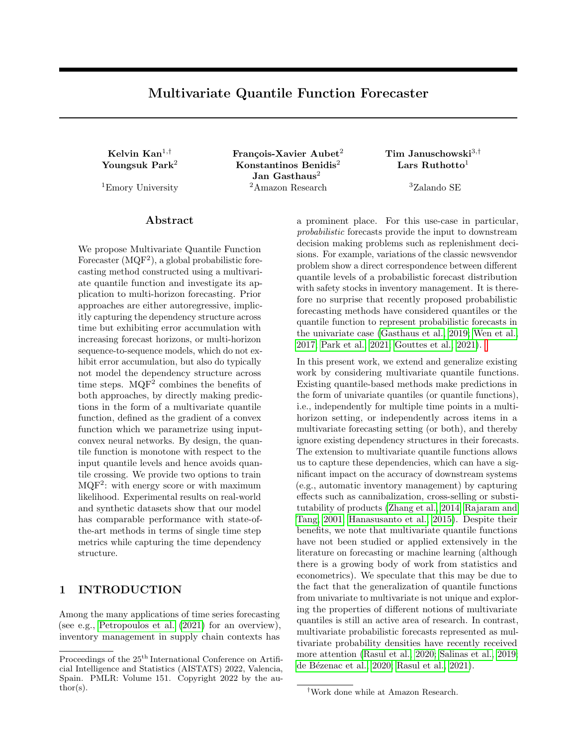# Multivariate Quantile Function Forecaster

**Kelvin Kan**[1,†]
**Youngsuk Park**[2]

[1]Emory University

**François-Xavier Aubet**[2]
**Konstantinos Benidis**[2]
**Jan Gasthaus**[2]

[2]Amazon Research

**Tim Januschowski**[3,†]
**Lars Ruthotto**[1]

[3]Zalando SE

## Abstract

We propose Multivariate Quantile Function Forecaster (MQF$^2$), a global probabilistic forecasting method constructed using a multivariate quantile function and investigate its application to multi-horizon forecasting. Prior approaches are either autoregressive, implicitly capturing the dependency structure across time but exhibiting error accumulation with increasing forecast horizons, or multi-horizon sequence-to-sequence models, which do not exhibit error accumulation, but also do typically not model the dependency structure across time steps. MQF$^2$ combines the benefits of both approaches, by directly making predictions in the form of a multivariate quantile function, defined as the gradient of a convex function which we parametrize using input-convex neural networks. By design, the quantile function is monotone with respect to the input quantile levels and hence avoids quantile crossing. We provide two options to train MQF$^2$: with energy score or with maximum likelihood. Experimental results on real-world and synthetic datasets show that our model has comparable performance with state-of-the-art methods in terms of single time step metrics while capturing the time dependency structure.

## 1 INTRODUCTION

Among the many applications of time series forecasting (see e.g., Petropoulos et al. (2021) for an overview), inventory management in supply chain contexts has a prominent place. For this use-case in particular, *probabilistic* forecasts provide the input to downstream decision making problems such as replenishment decisions. For example, variations of the classic newsvendor problem show a direct correspondence between different quantile levels of a probabilistic forecast distribution with safety stocks in inventory management. It is therefore no surprise that recently proposed probabilistic forecasting methods have considered quantiles or the quantile function to represent probabilistic forecasts in the univariate case (Gasthaus et al., 2019; Wen et al., 2017; Park et al., 2021; Gouttes et al., 2021).

In this present work, we extend and generalize existing work by considering multivariate quantile functions. Existing quantile-based methods make predictions in the form of univariate quantiles (or quantile functions), i.e., independently for multiple time points in a multi-horizon setting, or independently across items in a multivariate forecasting setting (or both), and thereby ignore existing dependency structures in their forecasts. The extension to multivariate quantile functions allows us to capture these dependencies, which can have a significant impact on the accuracy of downstream systems (e.g., automatic inventory management) by capturing effects such as cannibalization, cross-selling or substitutability of products (Zhang et al., 2014; Rajaram and Tang, 2001; Hanasusanto et al., 2015). Despite their benefits, we note that multivariate quantile functions have not been studied or applied extensively in the literature on forecasting or machine learning (although there is a growing body of work from statistics and econometrics). We speculate that this may be due to the fact that the generalization of quantile functions from univariate to multivariate is not unique and exploring the properties of different notions of multivariate quantiles is still an active area of research. In contrast, multivariate probabilistic forecasts represented as multivariate probability densities have recently received more attention (Rasul et al., 2020; Salinas et al., 2019; de Bézenac et al., 2020; Rasul et al., 2021).

Proceedings of the 25[th] International Conference on Artificial Intelligence and Statistics (AISTATS) 2022, Valencia, Spain. PMLR: Volume 151. Copyright 2022 by the author(s).

[†]Work done while at Amazon Research.